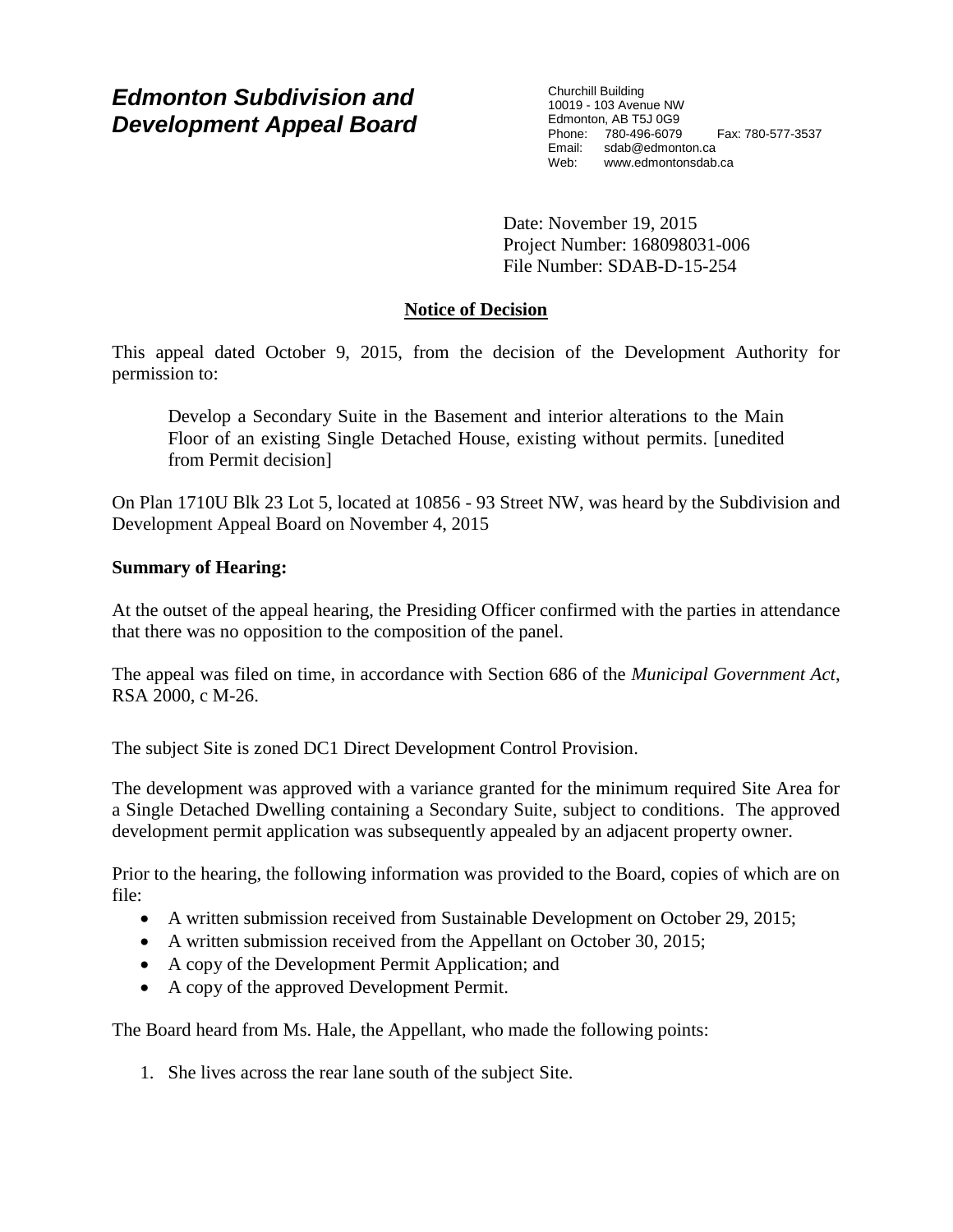# *Edmonton Subdivision and Development Appeal Board*

Churchill Building
10019 - 103 Avenue NW
Edmonton, AB T5J 0G9
Phone: 780-496-6079 Fax: 780-577-3537
Email: sdab@edmonton.ca
Web: www.edmontonsdab.ca

Date: November 19, 2015
Project Number: 168098031-006
File Number: SDAB-D-15-254

## Notice of Decision

This appeal dated October 9, 2015, from the decision of the Development Authority for permission to:

> Develop a Secondary Suite in the Basement and interior alterations to the Main Floor of an existing Single Detached House, existing without permits. [unedited from Permit decision]

On Plan 1710U Blk 23 Lot 5, located at 10856 - 93 Street NW, was heard by the Subdivision and Development Appeal Board on November 4, 2015

**Summary of Hearing:**

At the outset of the appeal hearing, the Presiding Officer confirmed with the parties in attendance that there was no opposition to the composition of the panel.

The appeal was filed on time, in accordance with Section 686 of the *Municipal Government Act*, RSA 2000, c M-26.

The subject Site is zoned DC1 Direct Development Control Provision.

The development was approved with a variance granted for the minimum required Site Area for a Single Detached Dwelling containing a Secondary Suite, subject to conditions. The approved development permit application was subsequently appealed by an adjacent property owner.

Prior to the hearing, the following information was provided to the Board, copies of which are on file:

- A written submission received from Sustainable Development on October 29, 2015;
- A written submission received from the Appellant on October 30, 2015;
- A copy of the Development Permit Application; and
- A copy of the approved Development Permit.

The Board heard from Ms. Hale, the Appellant, who made the following points:

1. She lives across the rear lane south of the subject Site.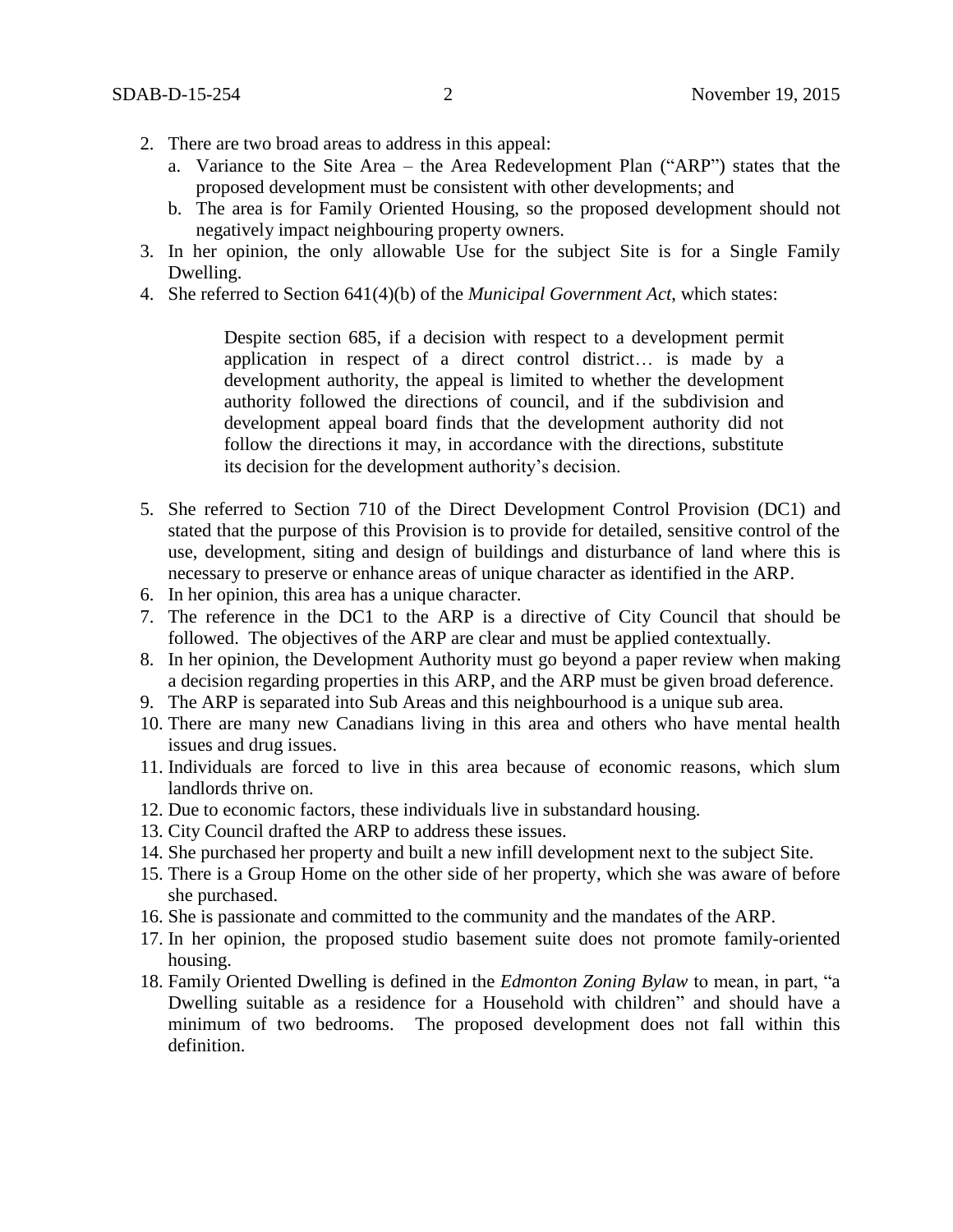2. There are two broad areas to address in this appeal:
   a. Variance to the Site Area – the Area Redevelopment Plan ("ARP") states that the proposed development must be consistent with other developments; and
   b. The area is for Family Oriented Housing, so the proposed development should not negatively impact neighbouring property owners.
3. In her opinion, the only allowable Use for the subject Site is for a Single Family Dwelling.
4. She referred to Section 641(4)(b) of the *Municipal Government Act*, which states:

   > Despite section 685, if a decision with respect to a development permit application in respect of a direct control district… is made by a development authority, the appeal is limited to whether the development authority followed the directions of council, and if the subdivision and development appeal board finds that the development authority did not follow the directions it may, in accordance with the directions, substitute its decision for the development authority's decision.

5. She referred to Section 710 of the Direct Development Control Provision (DC1) and stated that the purpose of this Provision is to provide for detailed, sensitive control of the use, development, siting and design of buildings and disturbance of land where this is necessary to preserve or enhance areas of unique character as identified in the ARP.
6. In her opinion, this area has a unique character.
7. The reference in the DC1 to the ARP is a directive of City Council that should be followed. The objectives of the ARP are clear and must be applied contextually.
8. In her opinion, the Development Authority must go beyond a paper review when making a decision regarding properties in this ARP, and the ARP must be given broad deference.
9. The ARP is separated into Sub Areas and this neighbourhood is a unique sub area.
10. There are many new Canadians living in this area and others who have mental health issues and drug issues.
11. Individuals are forced to live in this area because of economic reasons, which slum landlords thrive on.
12. Due to economic factors, these individuals live in substandard housing.
13. City Council drafted the ARP to address these issues.
14. She purchased her property and built a new infill development next to the subject Site.
15. There is a Group Home on the other side of her property, which she was aware of before she purchased.
16. She is passionate and committed to the community and the mandates of the ARP.
17. In her opinion, the proposed studio basement suite does not promote family-oriented housing.
18. Family Oriented Dwelling is defined in the *Edmonton Zoning Bylaw* to mean, in part, "a Dwelling suitable as a residence for a Household with children" and should have a minimum of two bedrooms. The proposed development does not fall within this definition.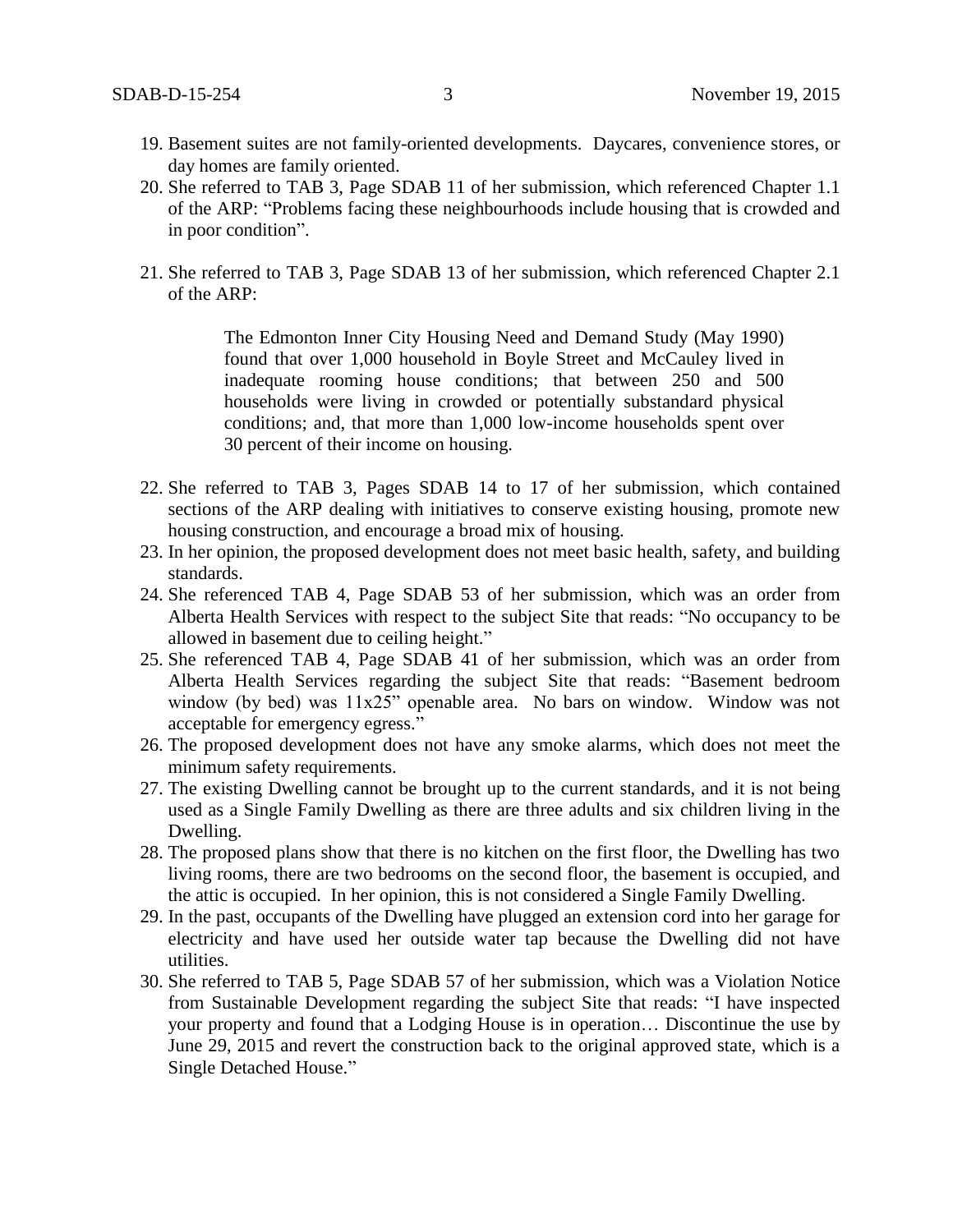19. Basement suites are not family-oriented developments. Daycares, convenience stores, or day homes are family oriented.
20. She referred to TAB 3, Page SDAB 11 of her submission, which referenced Chapter 1.1 of the ARP: "Problems facing these neighbourhoods include housing that is crowded and in poor condition".
21. She referred to TAB 3, Page SDAB 13 of her submission, which referenced Chapter 2.1 of the ARP:

> The Edmonton Inner City Housing Need and Demand Study (May 1990) found that over 1,000 household in Boyle Street and McCauley lived in inadequate rooming house conditions; that between 250 and 500 households were living in crowded or potentially substandard physical conditions; and, that more than 1,000 low-income households spent over 30 percent of their income on housing.

22. She referred to TAB 3, Pages SDAB 14 to 17 of her submission, which contained sections of the ARP dealing with initiatives to conserve existing housing, promote new housing construction, and encourage a broad mix of housing.
23. In her opinion, the proposed development does not meet basic health, safety, and building standards.
24. She referenced TAB 4, Page SDAB 53 of her submission, which was an order from Alberta Health Services with respect to the subject Site that reads: "No occupancy to be allowed in basement due to ceiling height."
25. She referenced TAB 4, Page SDAB 41 of her submission, which was an order from Alberta Health Services regarding the subject Site that reads: "Basement bedroom window (by bed) was 11x25" openable area. No bars on window. Window was not acceptable for emergency egress."
26. The proposed development does not have any smoke alarms, which does not meet the minimum safety requirements.
27. The existing Dwelling cannot be brought up to the current standards, and it is not being used as a Single Family Dwelling as there are three adults and six children living in the Dwelling.
28. The proposed plans show that there is no kitchen on the first floor, the Dwelling has two living rooms, there are two bedrooms on the second floor, the basement is occupied, and the attic is occupied. In her opinion, this is not considered a Single Family Dwelling.
29. In the past, occupants of the Dwelling have plugged an extension cord into her garage for electricity and have used her outside water tap because the Dwelling did not have utilities.
30. She referred to TAB 5, Page SDAB 57 of her submission, which was a Violation Notice from Sustainable Development regarding the subject Site that reads: "I have inspected your property and found that a Lodging House is in operation… Discontinue the use by June 29, 2015 and revert the construction back to the original approved state, which is a Single Detached House."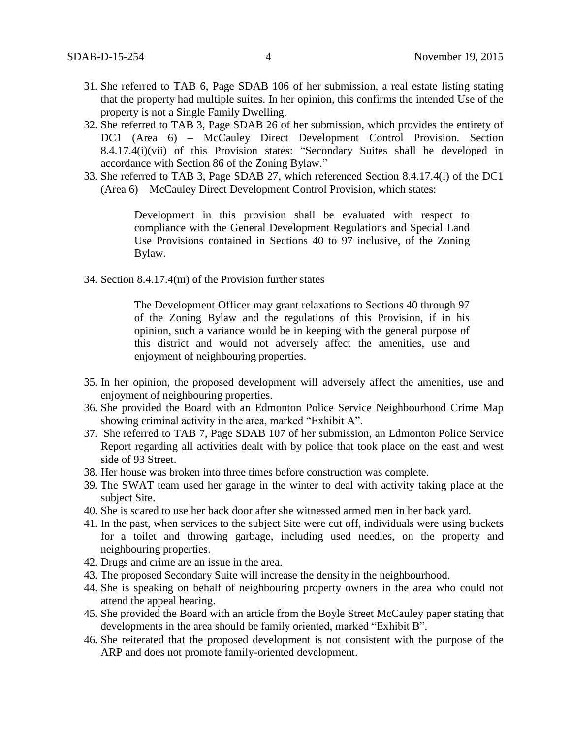31. She referred to TAB 6, Page SDAB 106 of her submission, a real estate listing stating that the property had multiple suites. In her opinion, this confirms the intended Use of the property is not a Single Family Dwelling.
32. She referred to TAB 3, Page SDAB 26 of her submission, which provides the entirety of DC1 (Area 6) – McCauley Direct Development Control Provision. Section 8.4.17.4(i)(vii) of this Provision states: "Secondary Suites shall be developed in accordance with Section 86 of the Zoning Bylaw."
33. She referred to TAB 3, Page SDAB 27, which referenced Section 8.4.17.4(l) of the DC1 (Area 6) – McCauley Direct Development Control Provision, which states:

> Development in this provision shall be evaluated with respect to compliance with the General Development Regulations and Special Land Use Provisions contained in Sections 40 to 97 inclusive, of the Zoning Bylaw.

34. Section 8.4.17.4(m) of the Provision further states

> The Development Officer may grant relaxations to Sections 40 through 97 of the Zoning Bylaw and the regulations of this Provision, if in his opinion, such a variance would be in keeping with the general purpose of this district and would not adversely affect the amenities, use and enjoyment of neighbouring properties.

35. In her opinion, the proposed development will adversely affect the amenities, use and enjoyment of neighbouring properties.
36. She provided the Board with an Edmonton Police Service Neighbourhood Crime Map showing criminal activity in the area, marked "Exhibit A".
37. She referred to TAB 7, Page SDAB 107 of her submission, an Edmonton Police Service Report regarding all activities dealt with by police that took place on the east and west side of 93 Street.
38. Her house was broken into three times before construction was complete.
39. The SWAT team used her garage in the winter to deal with activity taking place at the subject Site.
40. She is scared to use her back door after she witnessed armed men in her back yard.
41. In the past, when services to the subject Site were cut off, individuals were using buckets for a toilet and throwing garbage, including used needles, on the property and neighbouring properties.
42. Drugs and crime are an issue in the area.
43. The proposed Secondary Suite will increase the density in the neighbourhood.
44. She is speaking on behalf of neighbouring property owners in the area who could not attend the appeal hearing.
45. She provided the Board with an article from the Boyle Street McCauley paper stating that developments in the area should be family oriented, marked "Exhibit B".
46. She reiterated that the proposed development is not consistent with the purpose of the ARP and does not promote family-oriented development.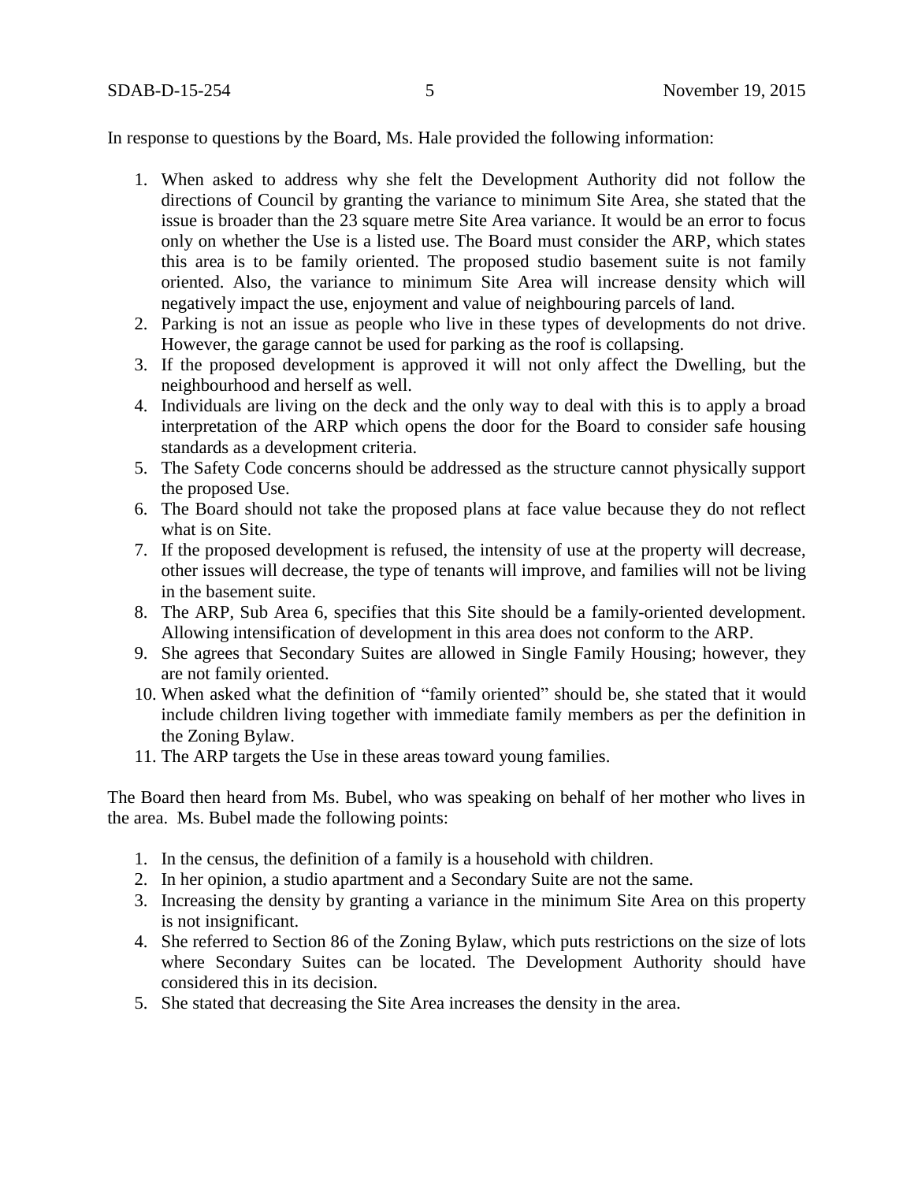In response to questions by the Board, Ms. Hale provided the following information:

1. When asked to address why she felt the Development Authority did not follow the directions of Council by granting the variance to minimum Site Area, she stated that the issue is broader than the 23 square metre Site Area variance. It would be an error to focus only on whether the Use is a listed use. The Board must consider the ARP, which states this area is to be family oriented. The proposed studio basement suite is not family oriented. Also, the variance to minimum Site Area will increase density which will negatively impact the use, enjoyment and value of neighbouring parcels of land.
2. Parking is not an issue as people who live in these types of developments do not drive. However, the garage cannot be used for parking as the roof is collapsing.
3. If the proposed development is approved it will not only affect the Dwelling, but the neighbourhood and herself as well.
4. Individuals are living on the deck and the only way to deal with this is to apply a broad interpretation of the ARP which opens the door for the Board to consider safe housing standards as a development criteria.
5. The Safety Code concerns should be addressed as the structure cannot physically support the proposed Use.
6. The Board should not take the proposed plans at face value because they do not reflect what is on Site.
7. If the proposed development is refused, the intensity of use at the property will decrease, other issues will decrease, the type of tenants will improve, and families will not be living in the basement suite.
8. The ARP, Sub Area 6, specifies that this Site should be a family-oriented development. Allowing intensification of development in this area does not conform to the ARP.
9. She agrees that Secondary Suites are allowed in Single Family Housing; however, they are not family oriented.
10. When asked what the definition of "family oriented" should be, she stated that it would include children living together with immediate family members as per the definition in the Zoning Bylaw.
11. The ARP targets the Use in these areas toward young families.

The Board then heard from Ms. Bubel, who was speaking on behalf of her mother who lives in the area. Ms. Bubel made the following points:

1. In the census, the definition of a family is a household with children.
2. In her opinion, a studio apartment and a Secondary Suite are not the same.
3. Increasing the density by granting a variance in the minimum Site Area on this property is not insignificant.
4. She referred to Section 86 of the Zoning Bylaw, which puts restrictions on the size of lots where Secondary Suites can be located. The Development Authority should have considered this in its decision.
5. She stated that decreasing the Site Area increases the density in the area.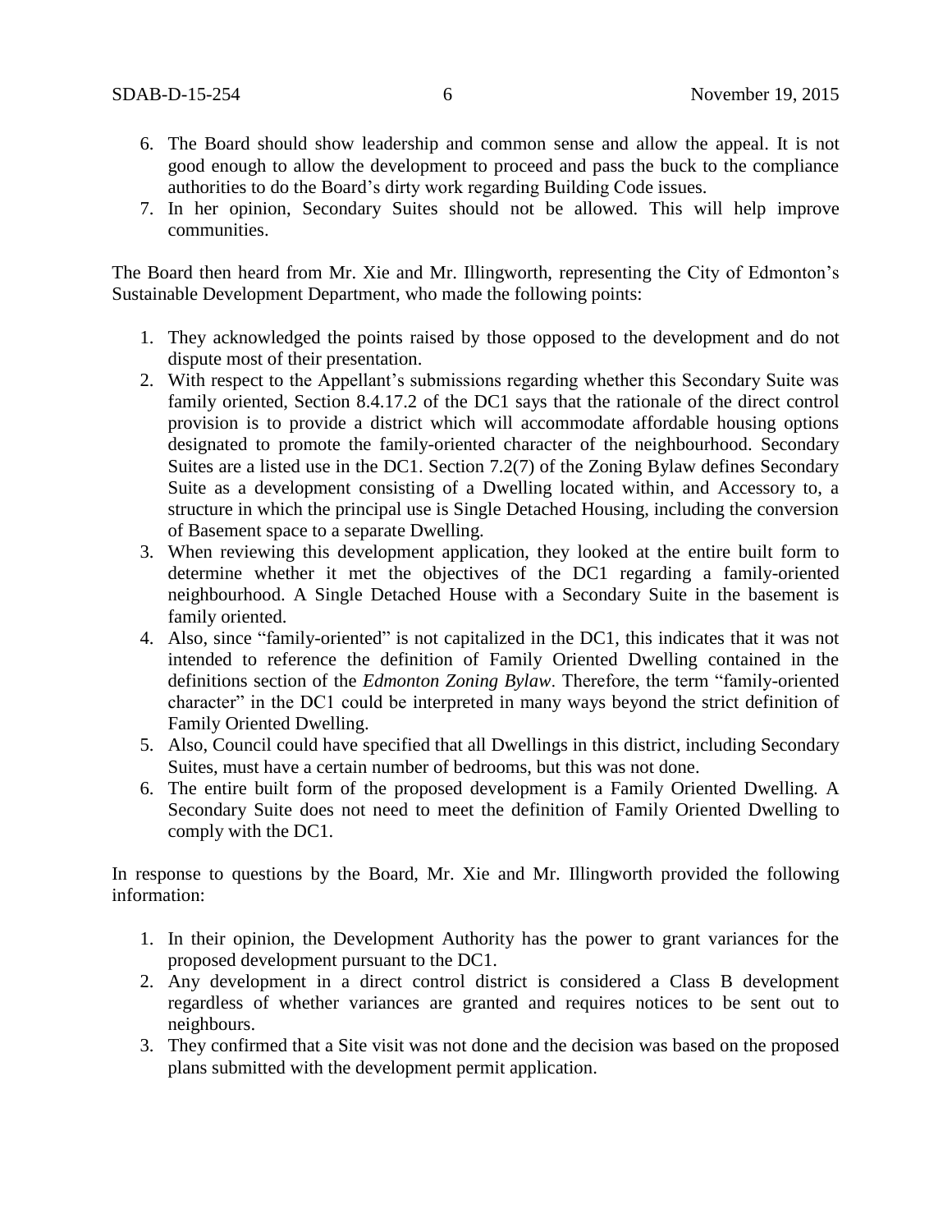6. The Board should show leadership and common sense and allow the appeal. It is not good enough to allow the development to proceed and pass the buck to the compliance authorities to do the Board's dirty work regarding Building Code issues.
7. In her opinion, Secondary Suites should not be allowed. This will help improve communities.

The Board then heard from Mr. Xie and Mr. Illingworth, representing the City of Edmonton's Sustainable Development Department, who made the following points:

1. They acknowledged the points raised by those opposed to the development and do not dispute most of their presentation.
2. With respect to the Appellant's submissions regarding whether this Secondary Suite was family oriented, Section 8.4.17.2 of the DC1 says that the rationale of the direct control provision is to provide a district which will accommodate affordable housing options designated to promote the family-oriented character of the neighbourhood. Secondary Suites are a listed use in the DC1. Section 7.2(7) of the Zoning Bylaw defines Secondary Suite as a development consisting of a Dwelling located within, and Accessory to, a structure in which the principal use is Single Detached Housing, including the conversion of Basement space to a separate Dwelling.
3. When reviewing this development application, they looked at the entire built form to determine whether it met the objectives of the DC1 regarding a family-oriented neighbourhood. A Single Detached House with a Secondary Suite in the basement is family oriented.
4. Also, since "family-oriented" is not capitalized in the DC1, this indicates that it was not intended to reference the definition of Family Oriented Dwelling contained in the definitions section of the *Edmonton Zoning Bylaw*. Therefore, the term "family-oriented character" in the DC1 could be interpreted in many ways beyond the strict definition of Family Oriented Dwelling.
5. Also, Council could have specified that all Dwellings in this district, including Secondary Suites, must have a certain number of bedrooms, but this was not done.
6. The entire built form of the proposed development is a Family Oriented Dwelling. A Secondary Suite does not need to meet the definition of Family Oriented Dwelling to comply with the DC1.

In response to questions by the Board, Mr. Xie and Mr. Illingworth provided the following information:

1. In their opinion, the Development Authority has the power to grant variances for the proposed development pursuant to the DC1.
2. Any development in a direct control district is considered a Class B development regardless of whether variances are granted and requires notices to be sent out to neighbours.
3. They confirmed that a Site visit was not done and the decision was based on the proposed plans submitted with the development permit application.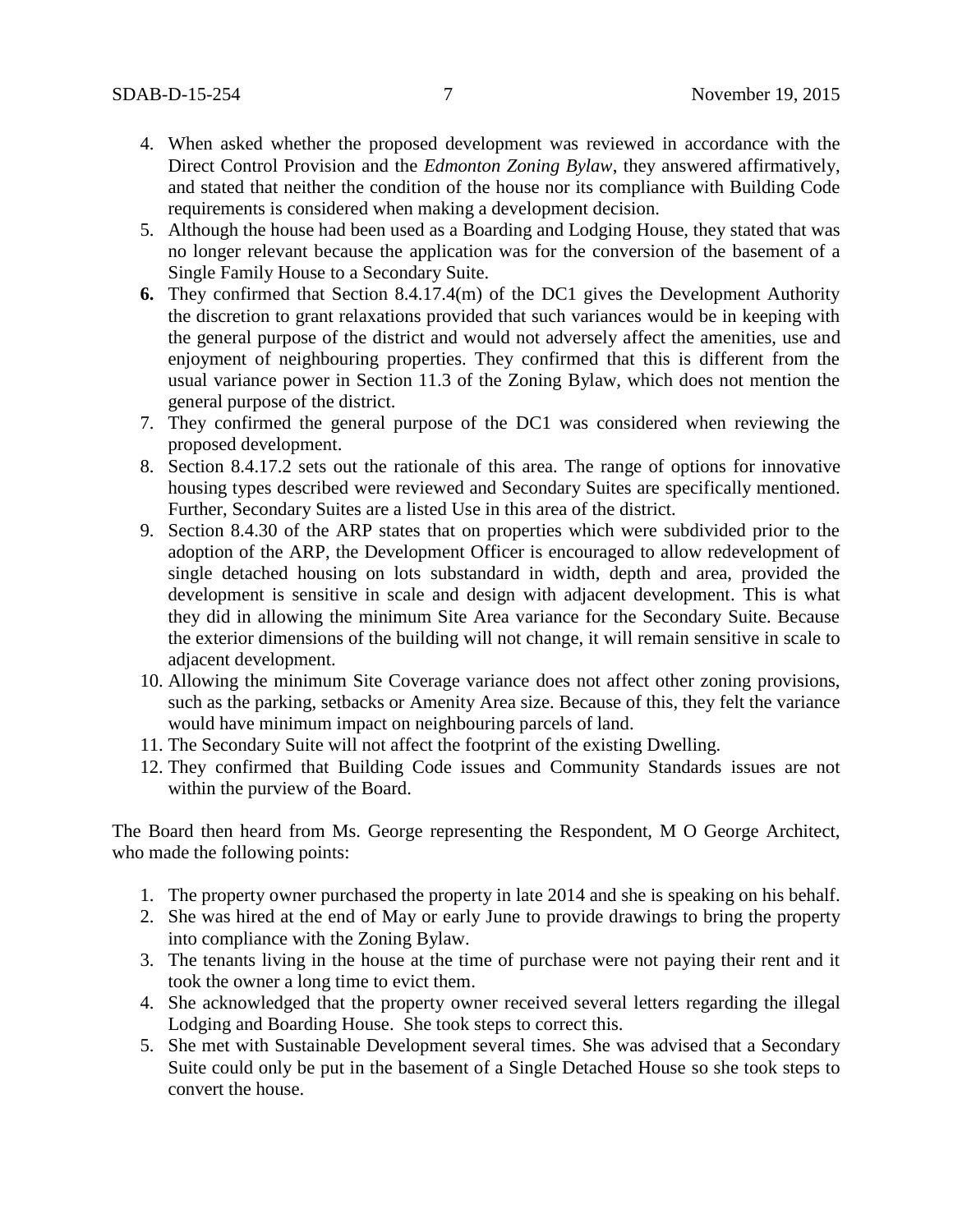4. When asked whether the proposed development was reviewed in accordance with the Direct Control Provision and the *Edmonton Zoning Bylaw*, they answered affirmatively, and stated that neither the condition of the house nor its compliance with Building Code requirements is considered when making a development decision.
5. Although the house had been used as a Boarding and Lodging House, they stated that was no longer relevant because the application was for the conversion of the basement of a Single Family House to a Secondary Suite.
6. They confirmed that Section 8.4.17.4(m) of the DC1 gives the Development Authority the discretion to grant relaxations provided that such variances would be in keeping with the general purpose of the district and would not adversely affect the amenities, use and enjoyment of neighbouring properties. They confirmed that this is different from the usual variance power in Section 11.3 of the Zoning Bylaw, which does not mention the general purpose of the district.
7. They confirmed the general purpose of the DC1 was considered when reviewing the proposed development.
8. Section 8.4.17.2 sets out the rationale of this area. The range of options for innovative housing types described were reviewed and Secondary Suites are specifically mentioned. Further, Secondary Suites are a listed Use in this area of the district.
9. Section 8.4.30 of the ARP states that on properties which were subdivided prior to the adoption of the ARP, the Development Officer is encouraged to allow redevelopment of single detached housing on lots substandard in width, depth and area, provided the development is sensitive in scale and design with adjacent development. This is what they did in allowing the minimum Site Area variance for the Secondary Suite. Because the exterior dimensions of the building will not change, it will remain sensitive in scale to adjacent development.
10. Allowing the minimum Site Coverage variance does not affect other zoning provisions, such as the parking, setbacks or Amenity Area size. Because of this, they felt the variance would have minimum impact on neighbouring parcels of land.
11. The Secondary Suite will not affect the footprint of the existing Dwelling.
12. They confirmed that Building Code issues and Community Standards issues are not within the purview of the Board.

The Board then heard from Ms. George representing the Respondent, M O George Architect, who made the following points:

1. The property owner purchased the property in late 2014 and she is speaking on his behalf.
2. She was hired at the end of May or early June to provide drawings to bring the property into compliance with the Zoning Bylaw.
3. The tenants living in the house at the time of purchase were not paying their rent and it took the owner a long time to evict them.
4. She acknowledged that the property owner received several letters regarding the illegal Lodging and Boarding House. She took steps to correct this.
5. She met with Sustainable Development several times. She was advised that a Secondary Suite could only be put in the basement of a Single Detached House so she took steps to convert the house.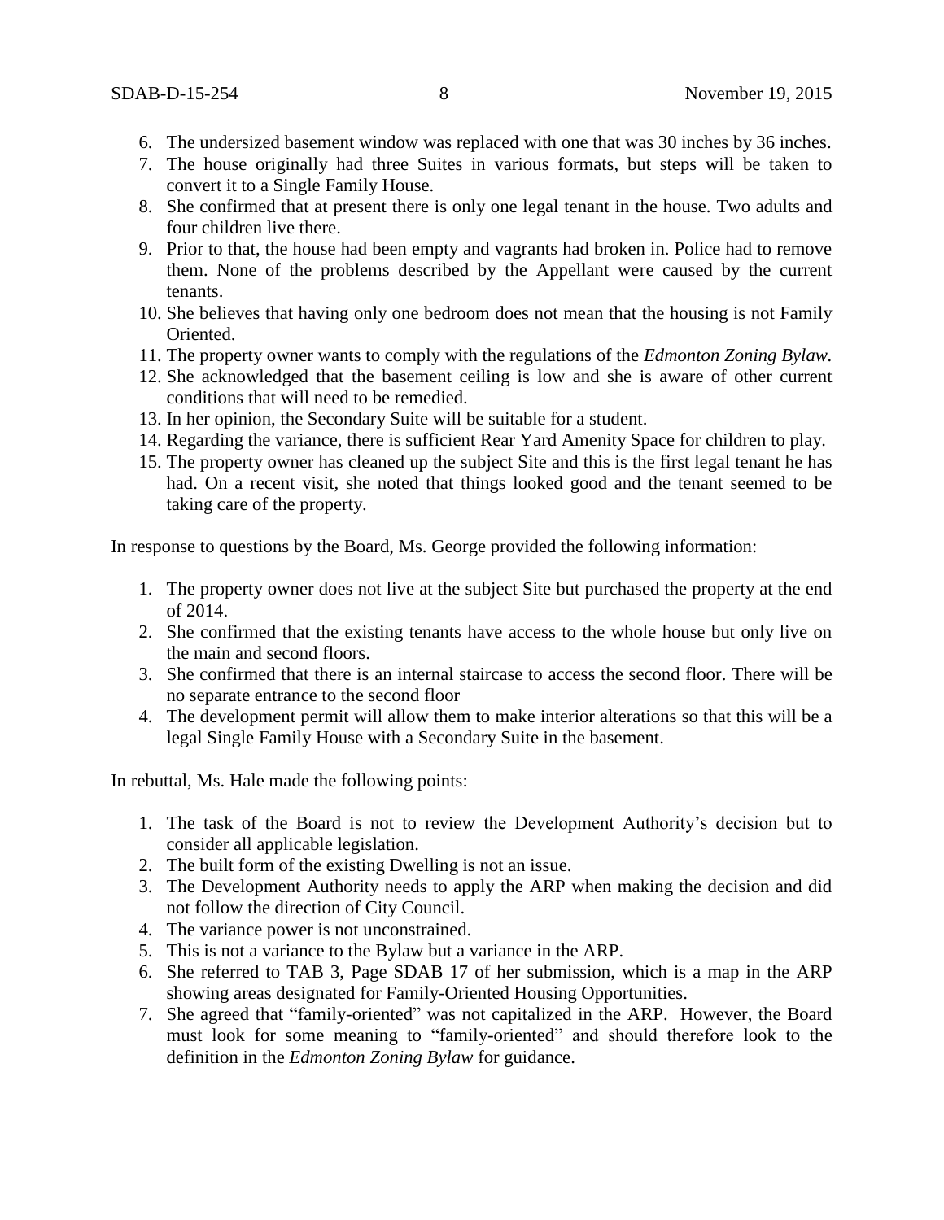6. The undersized basement window was replaced with one that was 30 inches by 36 inches.
7. The house originally had three Suites in various formats, but steps will be taken to convert it to a Single Family House.
8. She confirmed that at present there is only one legal tenant in the house. Two adults and four children live there.
9. Prior to that, the house had been empty and vagrants had broken in. Police had to remove them. None of the problems described by the Appellant were caused by the current tenants.
10. She believes that having only one bedroom does not mean that the housing is not Family Oriented.
11. The property owner wants to comply with the regulations of the *Edmonton Zoning Bylaw.*
12. She acknowledged that the basement ceiling is low and she is aware of other current conditions that will need to be remedied.
13. In her opinion, the Secondary Suite will be suitable for a student.
14. Regarding the variance, there is sufficient Rear Yard Amenity Space for children to play.
15. The property owner has cleaned up the subject Site and this is the first legal tenant he has had. On a recent visit, she noted that things looked good and the tenant seemed to be taking care of the property.

In response to questions by the Board, Ms. George provided the following information:

1. The property owner does not live at the subject Site but purchased the property at the end of 2014.
2. She confirmed that the existing tenants have access to the whole house but only live on the main and second floors.
3. She confirmed that there is an internal staircase to access the second floor. There will be no separate entrance to the second floor
4. The development permit will allow them to make interior alterations so that this will be a legal Single Family House with a Secondary Suite in the basement.

In rebuttal, Ms. Hale made the following points:

1. The task of the Board is not to review the Development Authority's decision but to consider all applicable legislation.
2. The built form of the existing Dwelling is not an issue.
3. The Development Authority needs to apply the ARP when making the decision and did not follow the direction of City Council.
4. The variance power is not unconstrained.
5. This is not a variance to the Bylaw but a variance in the ARP.
6. She referred to TAB 3, Page SDAB 17 of her submission, which is a map in the ARP showing areas designated for Family-Oriented Housing Opportunities.
7. She agreed that "family-oriented" was not capitalized in the ARP. However, the Board must look for some meaning to "family-oriented" and should therefore look to the definition in the *Edmonton Zoning Bylaw* for guidance.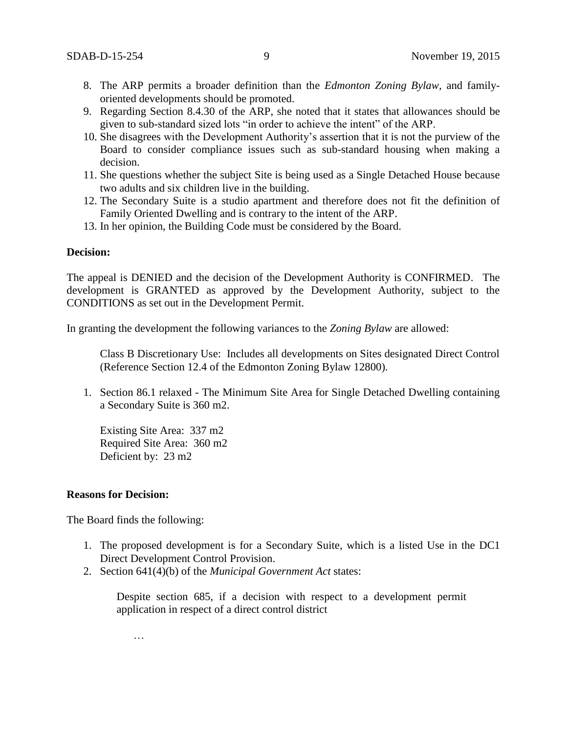8. The ARP permits a broader definition than the *Edmonton Zoning Bylaw*, and family-oriented developments should be promoted.
9. Regarding Section 8.4.30 of the ARP, she noted that it states that allowances should be given to sub-standard sized lots "in order to achieve the intent" of the ARP.
10. She disagrees with the Development Authority's assertion that it is not the purview of the Board to consider compliance issues such as sub-standard housing when making a decision.
11. She questions whether the subject Site is being used as a Single Detached House because two adults and six children live in the building.
12. The Secondary Suite is a studio apartment and therefore does not fit the definition of Family Oriented Dwelling and is contrary to the intent of the ARP.
13. In her opinion, the Building Code must be considered by the Board.

**Decision:**

The appeal is DENIED and the decision of the Development Authority is CONFIRMED. The development is GRANTED as approved by the Development Authority, subject to the CONDITIONS as set out in the Development Permit.

In granting the development the following variances to the *Zoning Bylaw* are allowed:

> Class B Discretionary Use: Includes all developments on Sites designated Direct Control (Reference Section 12.4 of the Edmonton Zoning Bylaw 12800).

1. Section 86.1 relaxed - The Minimum Site Area for Single Detached Dwelling containing a Secondary Suite is 360 m2.

   Existing Site Area: 337 m2
   Required Site Area: 360 m2
   Deficient by: 23 m2

**Reasons for Decision:**

The Board finds the following:

1. The proposed development is for a Secondary Suite, which is a listed Use in the DC1 Direct Development Control Provision.
2. Section 641(4)(b) of the *Municipal Government Act* states:

   > Despite section 685, if a decision with respect to a development permit application in respect of a direct control district
   >
   > …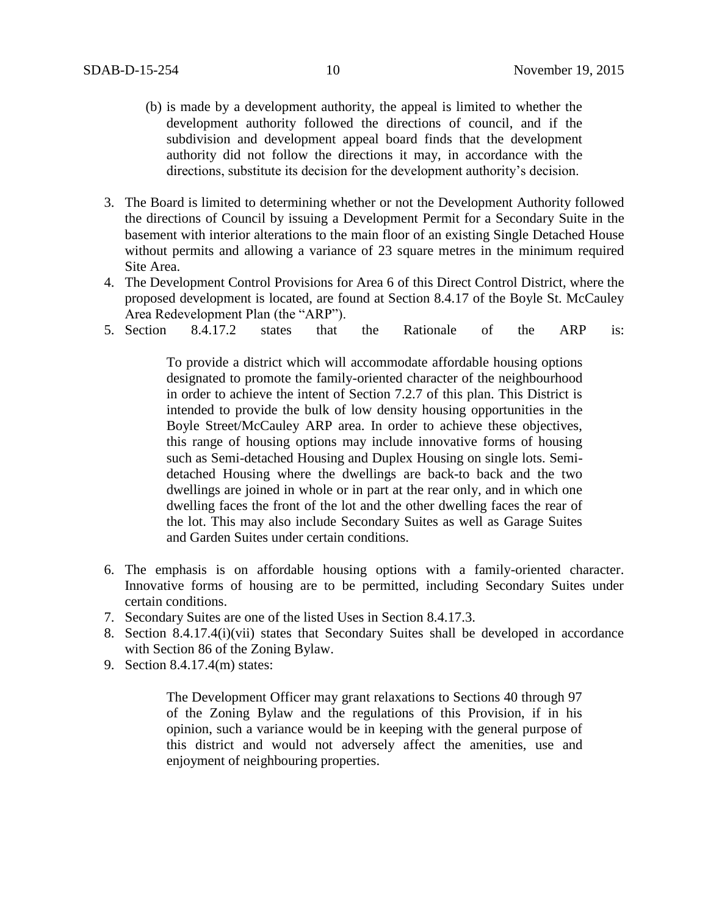(b) is made by a development authority, the appeal is limited to whether the development authority followed the directions of council, and if the subdivision and development appeal board finds that the development authority did not follow the directions it may, in accordance with the directions, substitute its decision for the development authority's decision.

3. The Board is limited to determining whether or not the Development Authority followed the directions of Council by issuing a Development Permit for a Secondary Suite in the basement with interior alterations to the main floor of an existing Single Detached House without permits and allowing a variance of 23 square metres in the minimum required Site Area.
4. The Development Control Provisions for Area 6 of this Direct Control District, where the proposed development is located, are found at Section 8.4.17 of the Boyle St. McCauley Area Redevelopment Plan (the "ARP").
5. Section 8.4.17.2 states that the Rationale of the ARP is:

   > To provide a district which will accommodate affordable housing options designated to promote the family-oriented character of the neighbourhood in order to achieve the intent of Section 7.2.7 of this plan. This District is intended to provide the bulk of low density housing opportunities in the Boyle Street/McCauley ARP area. In order to achieve these objectives, this range of housing options may include innovative forms of housing such as Semi-detached Housing and Duplex Housing on single lots. Semi-detached Housing where the dwellings are back-to back and the two dwellings are joined in whole or in part at the rear only, and in which one dwelling faces the front of the lot and the other dwelling faces the rear of the lot. This may also include Secondary Suites as well as Garage Suites and Garden Suites under certain conditions.

6. The emphasis is on affordable housing options with a family-oriented character. Innovative forms of housing are to be permitted, including Secondary Suites under certain conditions.
7. Secondary Suites are one of the listed Uses in Section 8.4.17.3.
8. Section 8.4.17.4(i)(vii) states that Secondary Suites shall be developed in accordance with Section 86 of the Zoning Bylaw.
9. Section 8.4.17.4(m) states:

   > The Development Officer may grant relaxations to Sections 40 through 97 of the Zoning Bylaw and the regulations of this Provision, if in his opinion, such a variance would be in keeping with the general purpose of this district and would not adversely affect the amenities, use and enjoyment of neighbouring properties.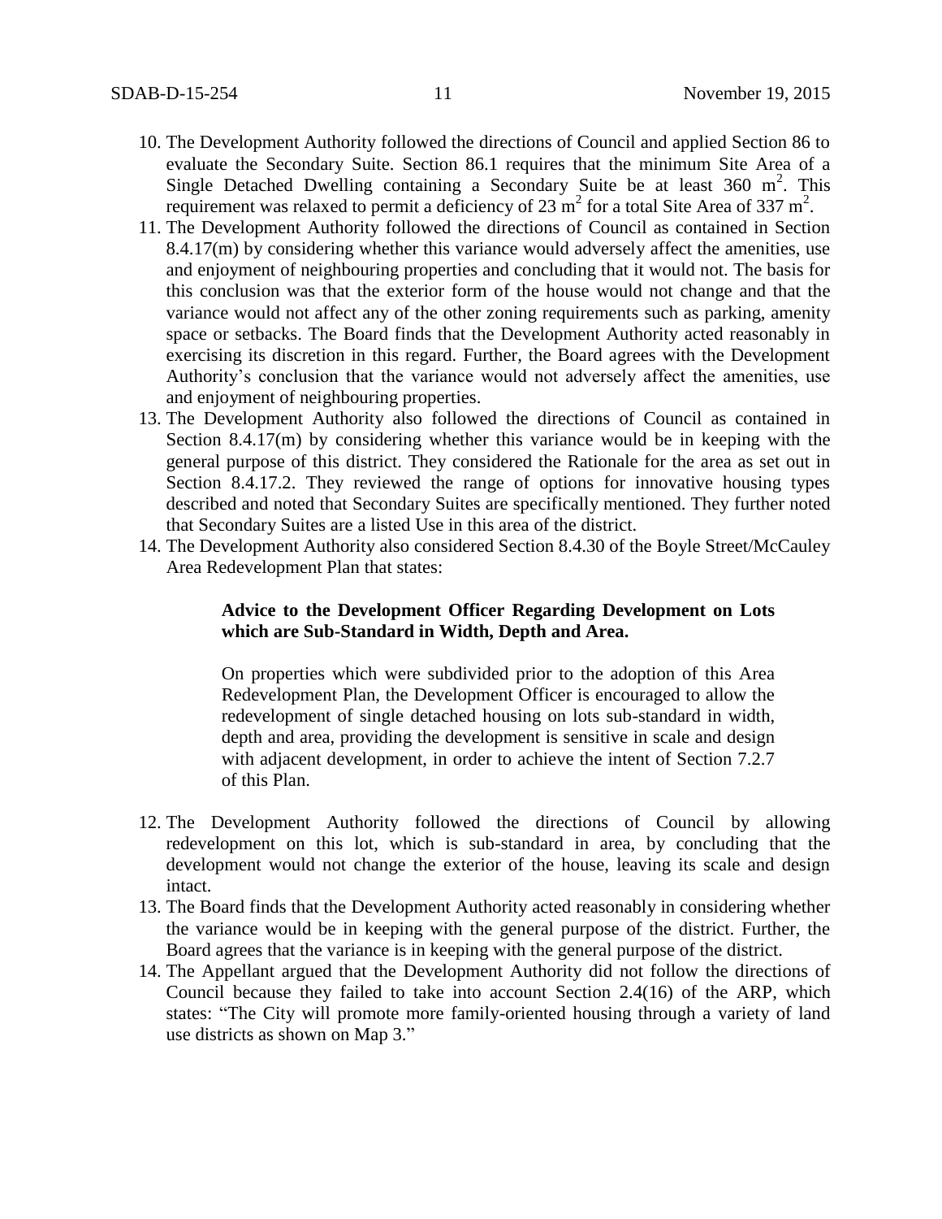10. The Development Authority followed the directions of Council and applied Section 86 to evaluate the Secondary Suite. Section 86.1 requires that the minimum Site Area of a Single Detached Dwelling containing a Secondary Suite be at least 360 $m^2$. This requirement was relaxed to permit a deficiency of 23 $m^2$ for a total Site Area of 337 $m^2$.
11. The Development Authority followed the directions of Council as contained in Section 8.4.17(m) by considering whether this variance would adversely affect the amenities, use and enjoyment of neighbouring properties and concluding that it would not. The basis for this conclusion was that the exterior form of the house would not change and that the variance would not affect any of the other zoning requirements such as parking, amenity space or setbacks. The Board finds that the Development Authority acted reasonably in exercising its discretion in this regard. Further, the Board agrees with the Development Authority's conclusion that the variance would not adversely affect the amenities, use and enjoyment of neighbouring properties.
13. The Development Authority also followed the directions of Council as contained in Section 8.4.17(m) by considering whether this variance would be in keeping with the general purpose of this district. They considered the Rationale for the area as set out in Section 8.4.17.2. They reviewed the range of options for innovative housing types described and noted that Secondary Suites are specifically mentioned. They further noted that Secondary Suites are a listed Use in this area of the district.
14. The Development Authority also considered Section 8.4.30 of the Boyle Street/McCauley Area Redevelopment Plan that states:

    **Advice to the Development Officer Regarding Development on Lots which are Sub-Standard in Width, Depth and Area.**

    On properties which were subdivided prior to the adoption of this Area Redevelopment Plan, the Development Officer is encouraged to allow the redevelopment of single detached housing on lots sub-standard in width, depth and area, providing the development is sensitive in scale and design with adjacent development, in order to achieve the intent of Section 7.2.7 of this Plan.

12. The Development Authority followed the directions of Council by allowing redevelopment on this lot, which is sub-standard in area, by concluding that the development would not change the exterior of the house, leaving its scale and design intact.
13. The Board finds that the Development Authority acted reasonably in considering whether the variance would be in keeping with the general purpose of the district. Further, the Board agrees that the variance is in keeping with the general purpose of the district.
14. The Appellant argued that the Development Authority did not follow the directions of Council because they failed to take into account Section 2.4(16) of the ARP, which states: "The City will promote more family-oriented housing through a variety of land use districts as shown on Map 3."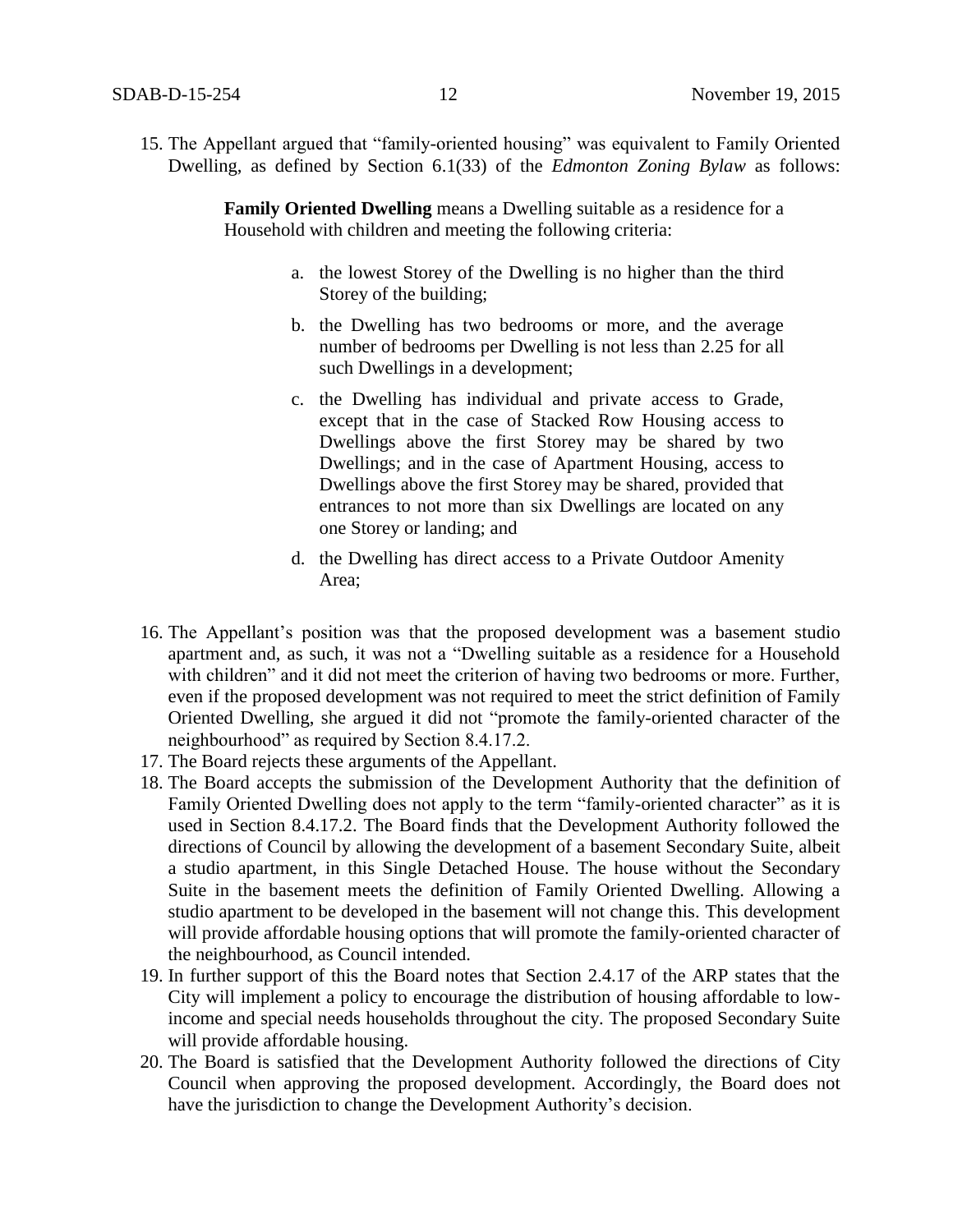15. The Appellant argued that "family-oriented housing" was equivalent to Family Oriented Dwelling, as defined by Section 6.1(33) of the *Edmonton Zoning Bylaw* as follows:

> **Family Oriented Dwelling** means a Dwelling suitable as a residence for a Household with children and meeting the following criteria:
>
> a. the lowest Storey of the Dwelling is no higher than the third Storey of the building;
>
> b. the Dwelling has two bedrooms or more, and the average number of bedrooms per Dwelling is not less than 2.25 for all such Dwellings in a development;
>
> c. the Dwelling has individual and private access to Grade, except that in the case of Stacked Row Housing access to Dwellings above the first Storey may be shared by two Dwellings; and in the case of Apartment Housing, access to Dwellings above the first Storey may be shared, provided that entrances to not more than six Dwellings are located on any one Storey or landing; and
>
> d. the Dwelling has direct access to a Private Outdoor Amenity Area;

16. The Appellant's position was that the proposed development was a basement studio apartment and, as such, it was not a "Dwelling suitable as a residence for a Household with children" and it did not meet the criterion of having two bedrooms or more. Further, even if the proposed development was not required to meet the strict definition of Family Oriented Dwelling, she argued it did not "promote the family-oriented character of the neighbourhood" as required by Section 8.4.17.2.
17. The Board rejects these arguments of the Appellant.
18. The Board accepts the submission of the Development Authority that the definition of Family Oriented Dwelling does not apply to the term "family-oriented character" as it is used in Section 8.4.17.2. The Board finds that the Development Authority followed the directions of Council by allowing the development of a basement Secondary Suite, albeit a studio apartment, in this Single Detached House. The house without the Secondary Suite in the basement meets the definition of Family Oriented Dwelling. Allowing a studio apartment to be developed in the basement will not change this. This development will provide affordable housing options that will promote the family-oriented character of the neighbourhood, as Council intended.
19. In further support of this the Board notes that Section 2.4.17 of the ARP states that the City will implement a policy to encourage the distribution of housing affordable to low-income and special needs households throughout the city. The proposed Secondary Suite will provide affordable housing.
20. The Board is satisfied that the Development Authority followed the directions of City Council when approving the proposed development. Accordingly, the Board does not have the jurisdiction to change the Development Authority's decision.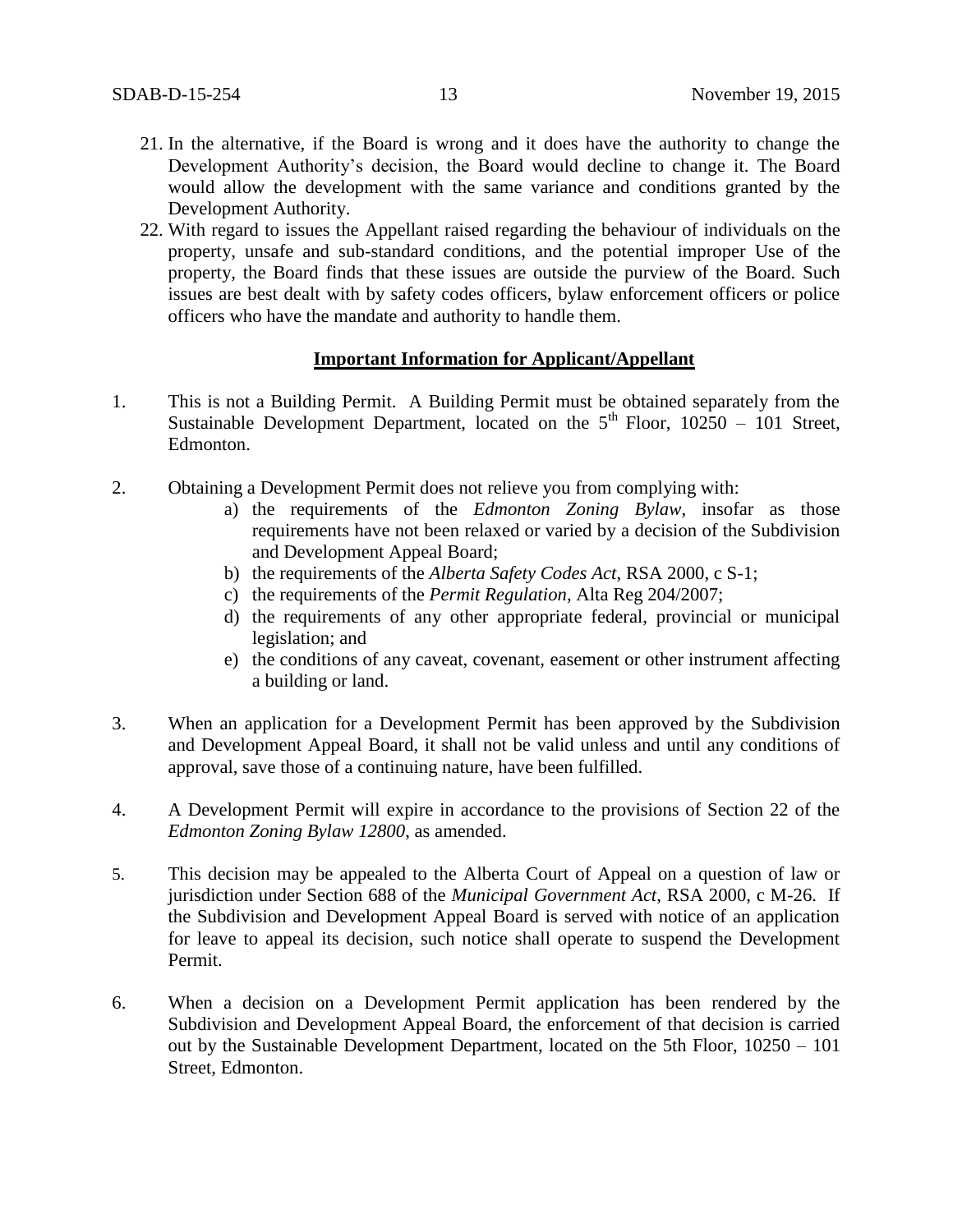21. In the alternative, if the Board is wrong and it does have the authority to change the Development Authority's decision, the Board would decline to change it. The Board would allow the development with the same variance and conditions granted by the Development Authority.
22. With regard to issues the Appellant raised regarding the behaviour of individuals on the property, unsafe and sub-standard conditions, and the potential improper Use of the property, the Board finds that these issues are outside the purview of the Board. Such issues are best dealt with by safety codes officers, bylaw enforcement officers or police officers who have the mandate and authority to handle them.

**Important Information for Applicant/Appellant**

1. This is not a Building Permit. A Building Permit must be obtained separately from the Sustainable Development Department, located on the 5th Floor, 10250 – 101 Street, Edmonton.

2. Obtaining a Development Permit does not relieve you from complying with:
   a) the requirements of the *Edmonton Zoning Bylaw*, insofar as those requirements have not been relaxed or varied by a decision of the Subdivision and Development Appeal Board;
   b) the requirements of the *Alberta Safety Codes Act*, RSA 2000, c S-1;
   c) the requirements of the *Permit Regulation*, Alta Reg 204/2007;
   d) the requirements of any other appropriate federal, provincial or municipal legislation; and
   e) the conditions of any caveat, covenant, easement or other instrument affecting a building or land.

3. When an application for a Development Permit has been approved by the Subdivision and Development Appeal Board, it shall not be valid unless and until any conditions of approval, save those of a continuing nature, have been fulfilled.

4. A Development Permit will expire in accordance to the provisions of Section 22 of the *Edmonton Zoning Bylaw 12800*, as amended.

5. This decision may be appealed to the Alberta Court of Appeal on a question of law or jurisdiction under Section 688 of the *Municipal Government Act*, RSA 2000, c M-26. If the Subdivision and Development Appeal Board is served with notice of an application for leave to appeal its decision, such notice shall operate to suspend the Development Permit.

6. When a decision on a Development Permit application has been rendered by the Subdivision and Development Appeal Board, the enforcement of that decision is carried out by the Sustainable Development Department, located on the 5th Floor, 10250 – 101 Street, Edmonton.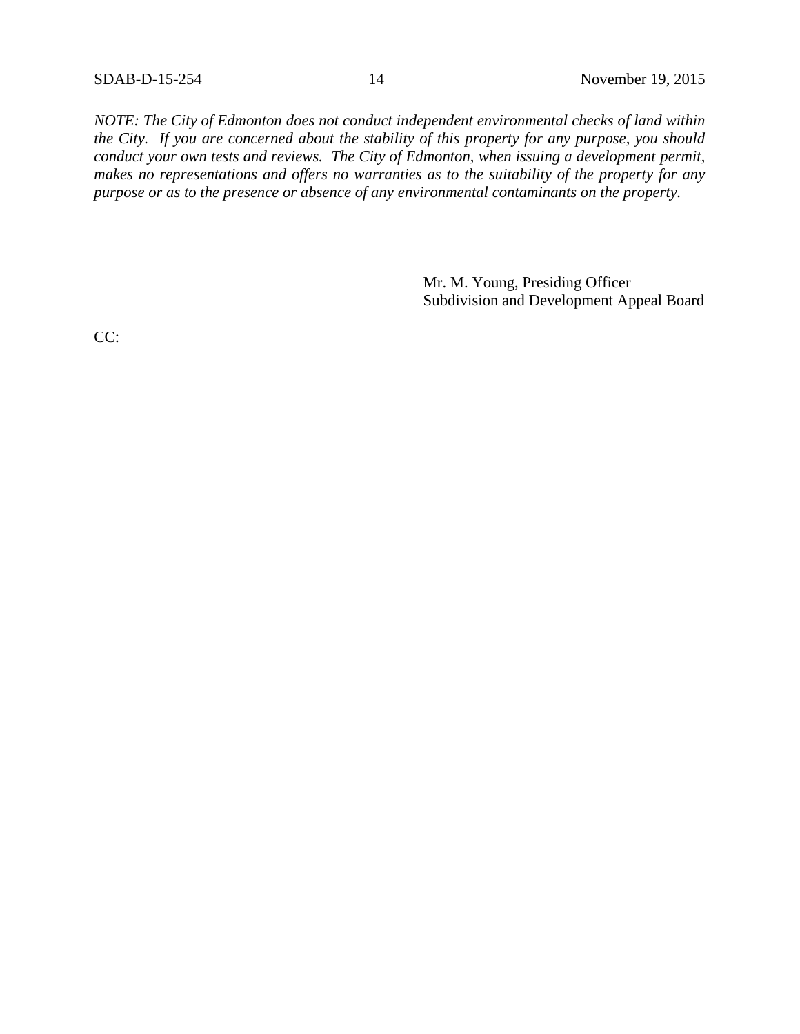*NOTE: The City of Edmonton does not conduct independent environmental checks of land within the City. If you are concerned about the stability of this property for any purpose, you should conduct your own tests and reviews. The City of Edmonton, when issuing a development permit, makes no representations and offers no warranties as to the suitability of the property for any purpose or as to the presence or absence of any environmental contaminants on the property.*

Mr. M. Young, Presiding Officer
Subdivision and Development Appeal Board

CC: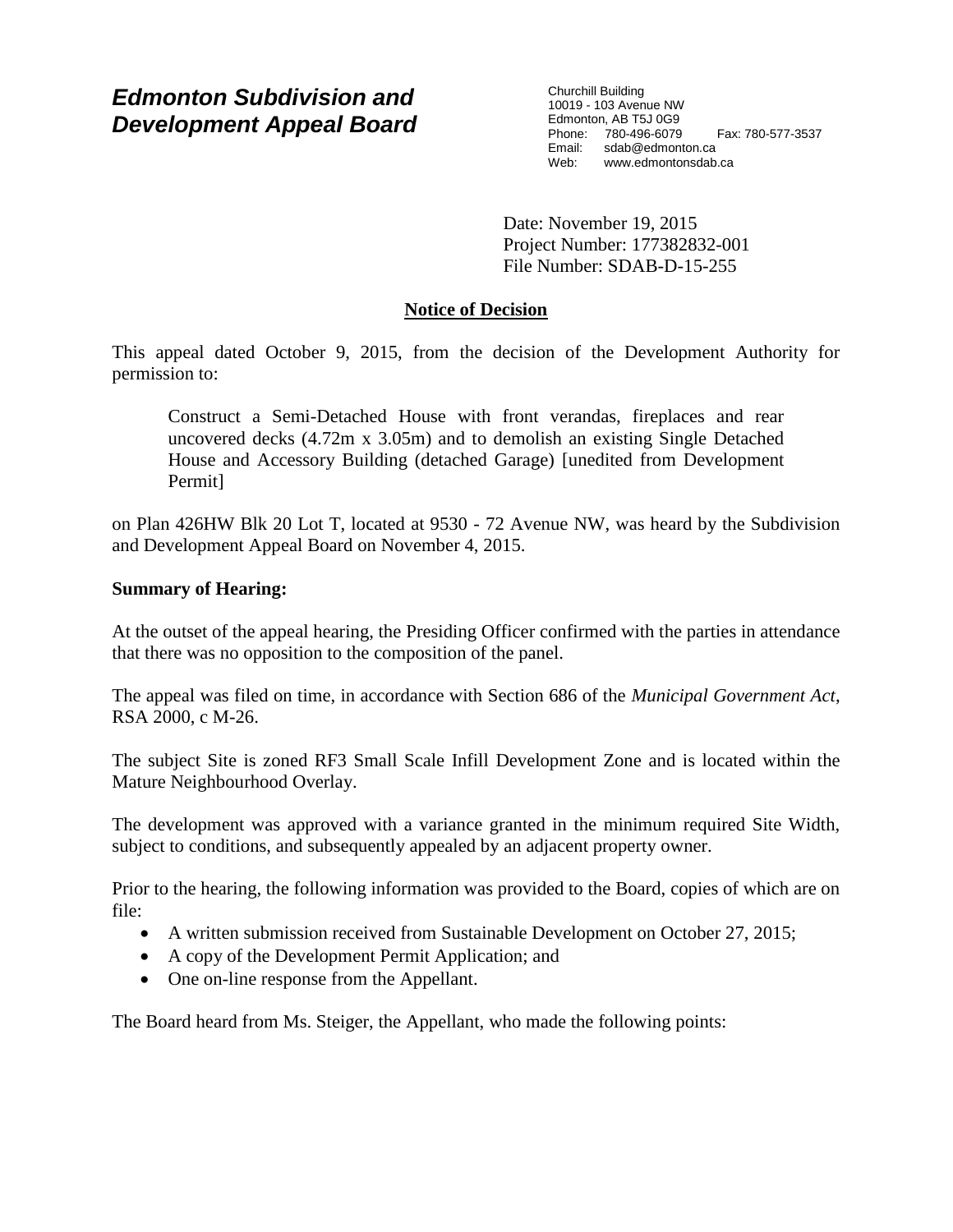# Edmonton Subdivision and Development Appeal Board

Churchill Building
10019 - 103 Avenue NW
Edmonton, AB T5J 0G9
Phone: 780-496-6079 Fax: 780-577-3537
Email: sdab@edmonton.ca
Web: www.edmontonsdab.ca

Date: November 19, 2015
Project Number: 177382832-001
File Number: SDAB-D-15-255

## Notice of Decision

This appeal dated October 9, 2015, from the decision of the Development Authority for permission to:

> Construct a Semi-Detached House with front verandas, fireplaces and rear uncovered decks (4.72m x 3.05m) and to demolish an existing Single Detached House and Accessory Building (detached Garage) [unedited from Development Permit]

on Plan 426HW Blk 20 Lot T, located at 9530 - 72 Avenue NW, was heard by the Subdivision and Development Appeal Board on November 4, 2015.

**Summary of Hearing:**

At the outset of the appeal hearing, the Presiding Officer confirmed with the parties in attendance that there was no opposition to the composition of the panel.

The appeal was filed on time, in accordance with Section 686 of the *Municipal Government Act*, RSA 2000, c M-26.

The subject Site is zoned RF3 Small Scale Infill Development Zone and is located within the Mature Neighbourhood Overlay.

The development was approved with a variance granted in the minimum required Site Width, subject to conditions, and subsequently appealed by an adjacent property owner.

Prior to the hearing, the following information was provided to the Board, copies of which are on file:

- A written submission received from Sustainable Development on October 27, 2015;
- A copy of the Development Permit Application; and
- One on-line response from the Appellant.

The Board heard from Ms. Steiger, the Appellant, who made the following points: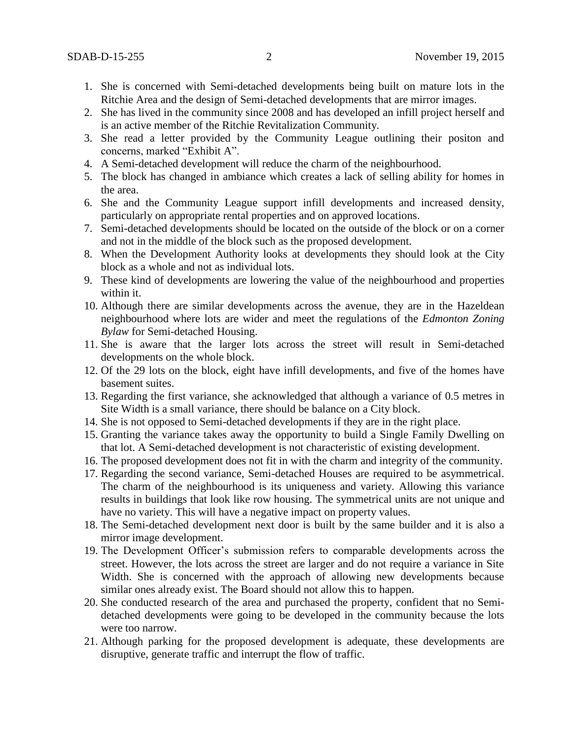1. She is concerned with Semi-detached developments being built on mature lots in the Ritchie Area and the design of Semi-detached developments that are mirror images.
2. She has lived in the community since 2008 and has developed an infill project herself and is an active member of the Ritchie Revitalization Community.
3. She read a letter provided by the Community League outlining their positon and concerns, marked "Exhibit A".
4. A Semi-detached development will reduce the charm of the neighbourhood.
5. The block has changed in ambiance which creates a lack of selling ability for homes in the area.
6. She and the Community League support infill developments and increased density, particularly on appropriate rental properties and on approved locations.
7. Semi-detached developments should be located on the outside of the block or on a corner and not in the middle of the block such as the proposed development.
8. When the Development Authority looks at developments they should look at the City block as a whole and not as individual lots.
9. These kind of developments are lowering the value of the neighbourhood and properties within it.
10. Although there are similar developments across the avenue, they are in the Hazeldean neighbourhood where lots are wider and meet the regulations of the *Edmonton Zoning Bylaw* for Semi-detached Housing.
11. She is aware that the larger lots across the street will result in Semi-detached developments on the whole block.
12. Of the 29 lots on the block, eight have infill developments, and five of the homes have basement suites.
13. Regarding the first variance, she acknowledged that although a variance of 0.5 metres in Site Width is a small variance, there should be balance on a City block.
14. She is not opposed to Semi-detached developments if they are in the right place.
15. Granting the variance takes away the opportunity to build a Single Family Dwelling on that lot. A Semi-detached development is not characteristic of existing development.
16. The proposed development does not fit in with the charm and integrity of the community.
17. Regarding the second variance, Semi-detached Houses are required to be asymmetrical. The charm of the neighbourhood is its uniqueness and variety. Allowing this variance results in buildings that look like row housing. The symmetrical units are not unique and have no variety. This will have a negative impact on property values.
18. The Semi-detached development next door is built by the same builder and it is also a mirror image development.
19. The Development Officer's submission refers to comparable developments across the street. However, the lots across the street are larger and do not require a variance in Site Width. She is concerned with the approach of allowing new developments because similar ones already exist. The Board should not allow this to happen.
20. She conducted research of the area and purchased the property, confident that no Semi-detached developments were going to be developed in the community because the lots were too narrow.
21. Although parking for the proposed development is adequate, these developments are disruptive, generate traffic and interrupt the flow of traffic.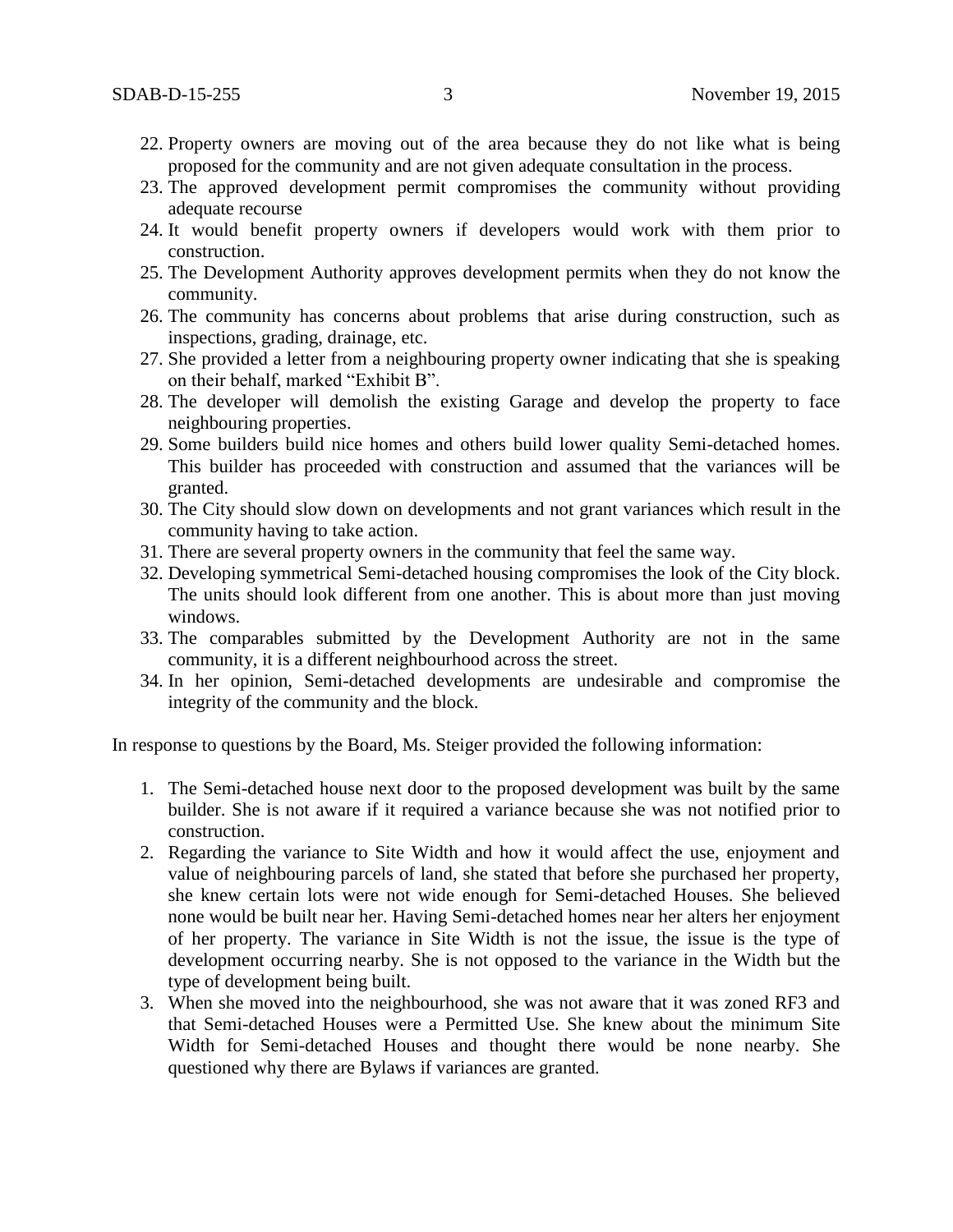22. Property owners are moving out of the area because they do not like what is being proposed for the community and are not given adequate consultation in the process.
23. The approved development permit compromises the community without providing adequate recourse
24. It would benefit property owners if developers would work with them prior to construction.
25. The Development Authority approves development permits when they do not know the community.
26. The community has concerns about problems that arise during construction, such as inspections, grading, drainage, etc.
27. She provided a letter from a neighbouring property owner indicating that she is speaking on their behalf, marked "Exhibit B".
28. The developer will demolish the existing Garage and develop the property to face neighbouring properties.
29. Some builders build nice homes and others build lower quality Semi-detached homes. This builder has proceeded with construction and assumed that the variances will be granted.
30. The City should slow down on developments and not grant variances which result in the community having to take action.
31. There are several property owners in the community that feel the same way.
32. Developing symmetrical Semi-detached housing compromises the look of the City block. The units should look different from one another. This is about more than just moving windows.
33. The comparables submitted by the Development Authority are not in the same community, it is a different neighbourhood across the street.
34. In her opinion, Semi-detached developments are undesirable and compromise the integrity of the community and the block.

In response to questions by the Board, Ms. Steiger provided the following information:

1. The Semi-detached house next door to the proposed development was built by the same builder. She is not aware if it required a variance because she was not notified prior to construction.
2. Regarding the variance to Site Width and how it would affect the use, enjoyment and value of neighbouring parcels of land, she stated that before she purchased her property, she knew certain lots were not wide enough for Semi-detached Houses. She believed none would be built near her. Having Semi-detached homes near her alters her enjoyment of her property. The variance in Site Width is not the issue, the issue is the type of development occurring nearby. She is not opposed to the variance in the Width but the type of development being built.
3. When she moved into the neighbourhood, she was not aware that it was zoned RF3 and that Semi-detached Houses were a Permitted Use. She knew about the minimum Site Width for Semi-detached Houses and thought there would be none nearby. She questioned why there are Bylaws if variances are granted.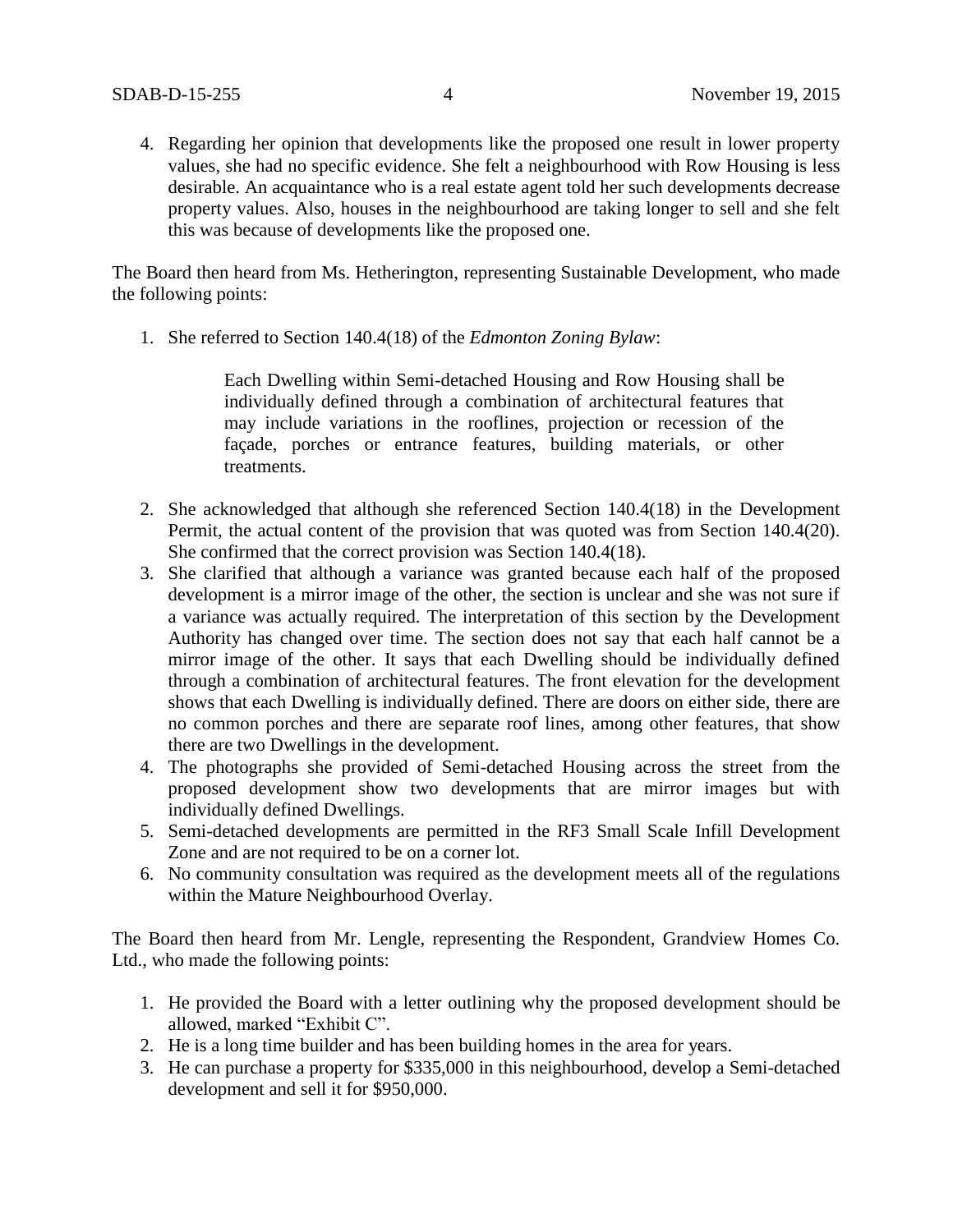4. Regarding her opinion that developments like the proposed one result in lower property values, she had no specific evidence. She felt a neighbourhood with Row Housing is less desirable. An acquaintance who is a real estate agent told her such developments decrease property values. Also, houses in the neighbourhood are taking longer to sell and she felt this was because of developments like the proposed one.

The Board then heard from Ms. Hetherington, representing Sustainable Development, who made the following points:

1. She referred to Section 140.4(18) of the *Edmonton Zoning Bylaw*:

   > Each Dwelling within Semi-detached Housing and Row Housing shall be individually defined through a combination of architectural features that may include variations in the rooflines, projection or recession of the façade, porches or entrance features, building materials, or other treatments.

2. She acknowledged that although she referenced Section 140.4(18) in the Development Permit, the actual content of the provision that was quoted was from Section 140.4(20). She confirmed that the correct provision was Section 140.4(18).
3. She clarified that although a variance was granted because each half of the proposed development is a mirror image of the other, the section is unclear and she was not sure if a variance was actually required. The interpretation of this section by the Development Authority has changed over time. The section does not say that each half cannot be a mirror image of the other. It says that each Dwelling should be individually defined through a combination of architectural features. The front elevation for the development shows that each Dwelling is individually defined. There are doors on either side, there are no common porches and there are separate roof lines, among other features, that show there are two Dwellings in the development.
4. The photographs she provided of Semi-detached Housing across the street from the proposed development show two developments that are mirror images but with individually defined Dwellings.
5. Semi-detached developments are permitted in the RF3 Small Scale Infill Development Zone and are not required to be on a corner lot.
6. No community consultation was required as the development meets all of the regulations within the Mature Neighbourhood Overlay.

The Board then heard from Mr. Lengle, representing the Respondent, Grandview Homes Co. Ltd., who made the following points:

1. He provided the Board with a letter outlining why the proposed development should be allowed, marked "Exhibit C".
2. He is a long time builder and has been building homes in the area for years.
3. He can purchase a property for $335,000 in this neighbourhood, develop a Semi-detached development and sell it for $950,000.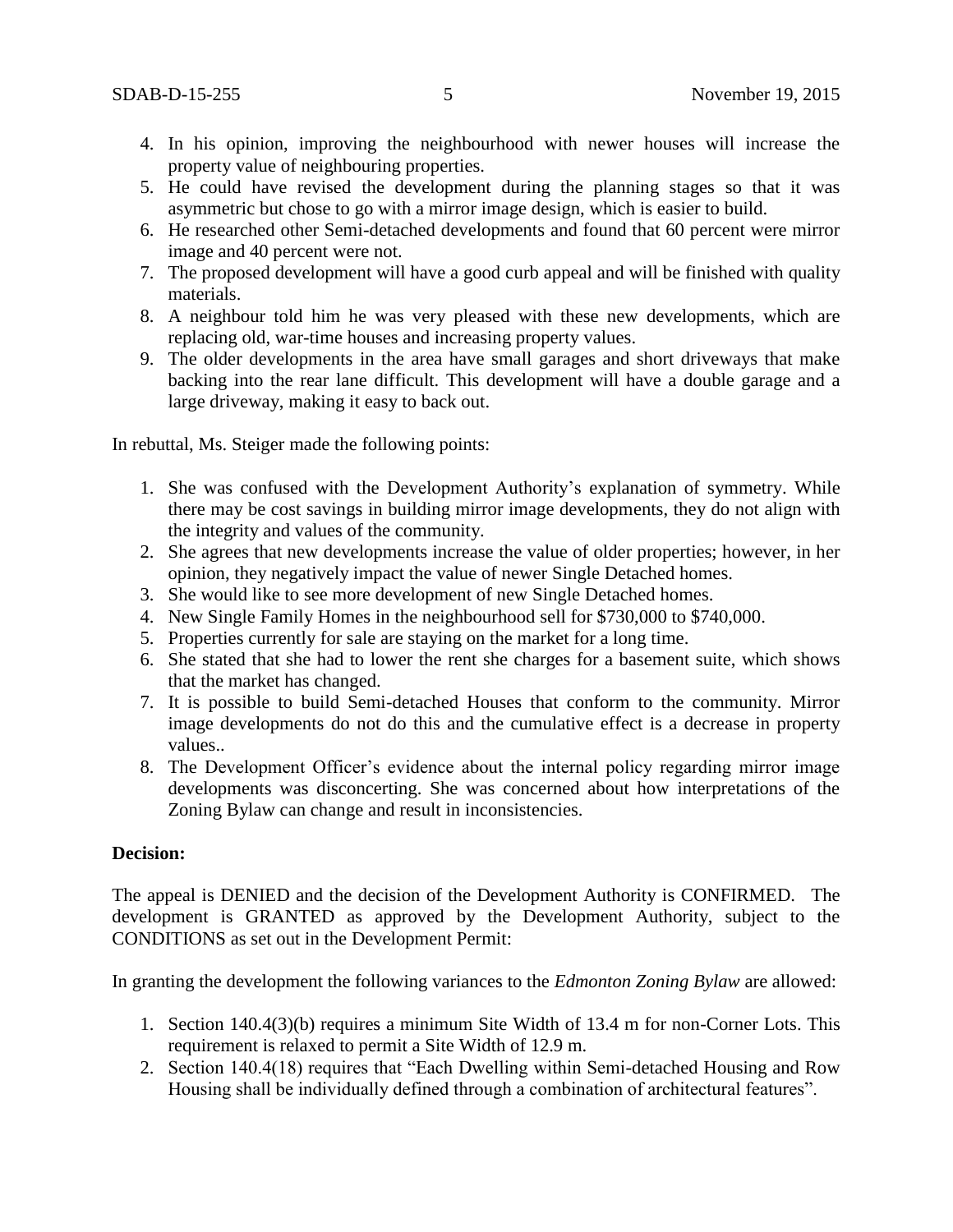4. In his opinion, improving the neighbourhood with newer houses will increase the property value of neighbouring properties.
5. He could have revised the development during the planning stages so that it was asymmetric but chose to go with a mirror image design, which is easier to build.
6. He researched other Semi-detached developments and found that 60 percent were mirror image and 40 percent were not.
7. The proposed development will have a good curb appeal and will be finished with quality materials.
8. A neighbour told him he was very pleased with these new developments, which are replacing old, war-time houses and increasing property values.
9. The older developments in the area have small garages and short driveways that make backing into the rear lane difficult. This development will have a double garage and a large driveway, making it easy to back out.

In rebuttal, Ms. Steiger made the following points:

1. She was confused with the Development Authority's explanation of symmetry. While there may be cost savings in building mirror image developments, they do not align with the integrity and values of the community.
2. She agrees that new developments increase the value of older properties; however, in her opinion, they negatively impact the value of newer Single Detached homes.
3. She would like to see more development of new Single Detached homes.
4. New Single Family Homes in the neighbourhood sell for $730,000 to $740,000.
5. Properties currently for sale are staying on the market for a long time.
6. She stated that she had to lower the rent she charges for a basement suite, which shows that the market has changed.
7. It is possible to build Semi-detached Houses that conform to the community. Mirror image developments do not do this and the cumulative effect is a decrease in property values..
8. The Development Officer's evidence about the internal policy regarding mirror image developments was disconcerting. She was concerned about how interpretations of the Zoning Bylaw can change and result in inconsistencies.

**Decision:**

The appeal is DENIED and the decision of the Development Authority is CONFIRMED. The development is GRANTED as approved by the Development Authority, subject to the CONDITIONS as set out in the Development Permit:

In granting the development the following variances to the *Edmonton Zoning Bylaw* are allowed:

1. Section 140.4(3)(b) requires a minimum Site Width of 13.4 m for non-Corner Lots. This requirement is relaxed to permit a Site Width of 12.9 m.
2. Section 140.4(18) requires that "Each Dwelling within Semi-detached Housing and Row Housing shall be individually defined through a combination of architectural features".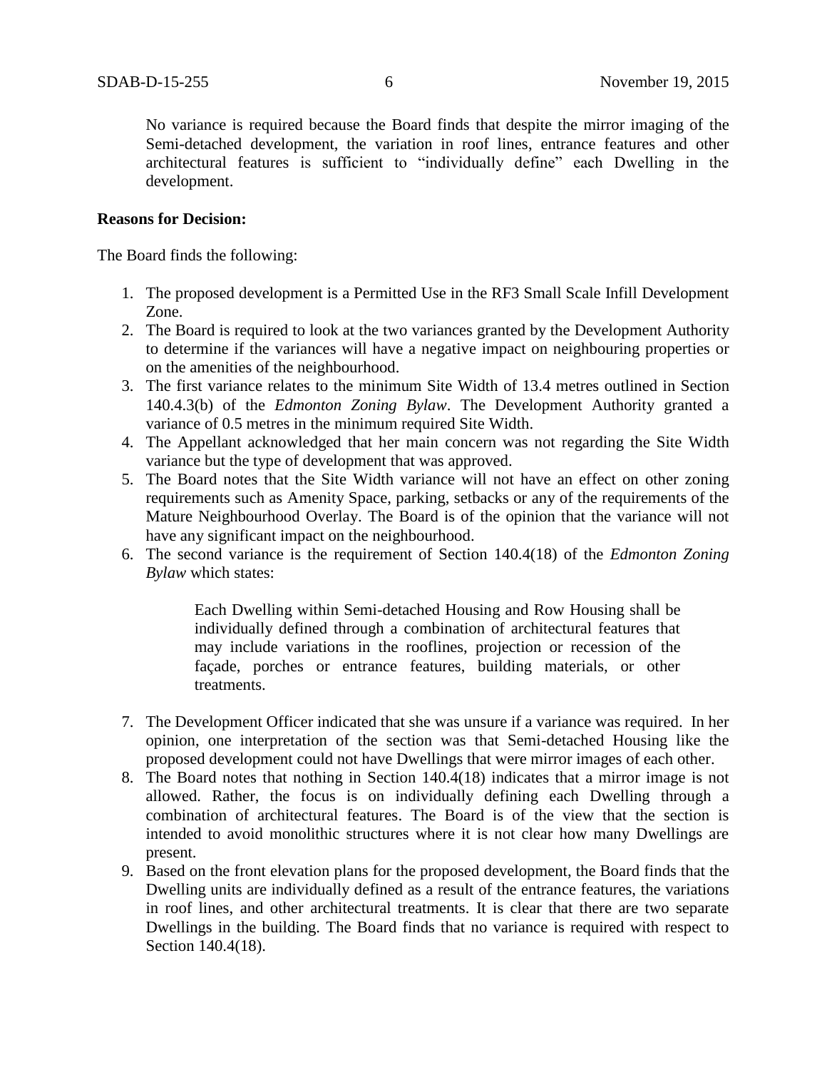No variance is required because the Board finds that despite the mirror imaging of the Semi-detached development, the variation in roof lines, entrance features and other architectural features is sufficient to "individually define" each Dwelling in the development.

**Reasons for Decision:**

The Board finds the following:

1. The proposed development is a Permitted Use in the RF3 Small Scale Infill Development Zone.
2. The Board is required to look at the two variances granted by the Development Authority to determine if the variances will have a negative impact on neighbouring properties or on the amenities of the neighbourhood.
3. The first variance relates to the minimum Site Width of 13.4 metres outlined in Section 140.4.3(b) of the *Edmonton Zoning Bylaw*. The Development Authority granted a variance of 0.5 metres in the minimum required Site Width.
4. The Appellant acknowledged that her main concern was not regarding the Site Width variance but the type of development that was approved.
5. The Board notes that the Site Width variance will not have an effect on other zoning requirements such as Amenity Space, parking, setbacks or any of the requirements of the Mature Neighbourhood Overlay. The Board is of the opinion that the variance will not have any significant impact on the neighbourhood.
6. The second variance is the requirement of Section 140.4(18) of the *Edmonton Zoning Bylaw* which states:

   > Each Dwelling within Semi-detached Housing and Row Housing shall be individually defined through a combination of architectural features that may include variations in the rooflines, projection or recession of the façade, porches or entrance features, building materials, or other treatments.

7. The Development Officer indicated that she was unsure if a variance was required. In her opinion, one interpretation of the section was that Semi-detached Housing like the proposed development could not have Dwellings that were mirror images of each other.
8. The Board notes that nothing in Section 140.4(18) indicates that a mirror image is not allowed. Rather, the focus is on individually defining each Dwelling through a combination of architectural features. The Board is of the view that the section is intended to avoid monolithic structures where it is not clear how many Dwellings are present.
9. Based on the front elevation plans for the proposed development, the Board finds that the Dwelling units are individually defined as a result of the entrance features, the variations in roof lines, and other architectural treatments. It is clear that there are two separate Dwellings in the building. The Board finds that no variance is required with respect to Section 140.4(18).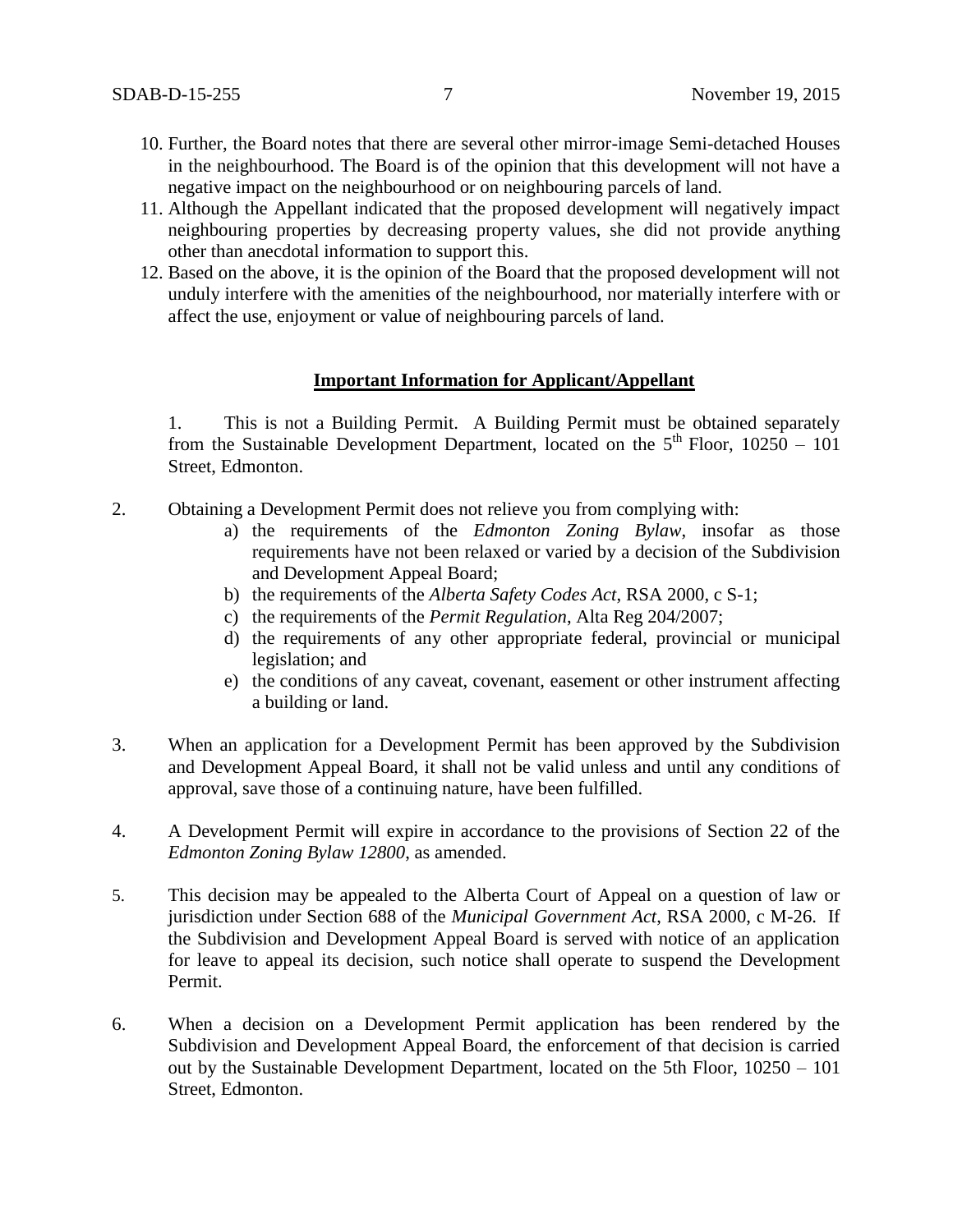10. Further, the Board notes that there are several other mirror-image Semi-detached Houses in the neighbourhood. The Board is of the opinion that this development will not have a negative impact on the neighbourhood or on neighbouring parcels of land.
11. Although the Appellant indicated that the proposed development will negatively impact neighbouring properties by decreasing property values, she did not provide anything other than anecdotal information to support this.
12. Based on the above, it is the opinion of the Board that the proposed development will not unduly interfere with the amenities of the neighbourhood, nor materially interfere with or affect the use, enjoyment or value of neighbouring parcels of land.

**Important Information for Applicant/Appellant**

1. This is not a Building Permit. A Building Permit must be obtained separately from the Sustainable Development Department, located on the 5th Floor, 10250 – 101 Street, Edmonton.

2. Obtaining a Development Permit does not relieve you from complying with:
   a) the requirements of the *Edmonton Zoning Bylaw*, insofar as those requirements have not been relaxed or varied by a decision of the Subdivision and Development Appeal Board;
   b) the requirements of the *Alberta Safety Codes Act*, RSA 2000, c S-1;
   c) the requirements of the *Permit Regulation*, Alta Reg 204/2007;
   d) the requirements of any other appropriate federal, provincial or municipal legislation; and
   e) the conditions of any caveat, covenant, easement or other instrument affecting a building or land.

3. When an application for a Development Permit has been approved by the Subdivision and Development Appeal Board, it shall not be valid unless and until any conditions of approval, save those of a continuing nature, have been fulfilled.

4. A Development Permit will expire in accordance to the provisions of Section 22 of the *Edmonton Zoning Bylaw 12800*, as amended.

5. This decision may be appealed to the Alberta Court of Appeal on a question of law or jurisdiction under Section 688 of the *Municipal Government Act*, RSA 2000, c M-26. If the Subdivision and Development Appeal Board is served with notice of an application for leave to appeal its decision, such notice shall operate to suspend the Development Permit.

6. When a decision on a Development Permit application has been rendered by the Subdivision and Development Appeal Board, the enforcement of that decision is carried out by the Sustainable Development Department, located on the 5th Floor, 10250 – 101 Street, Edmonton.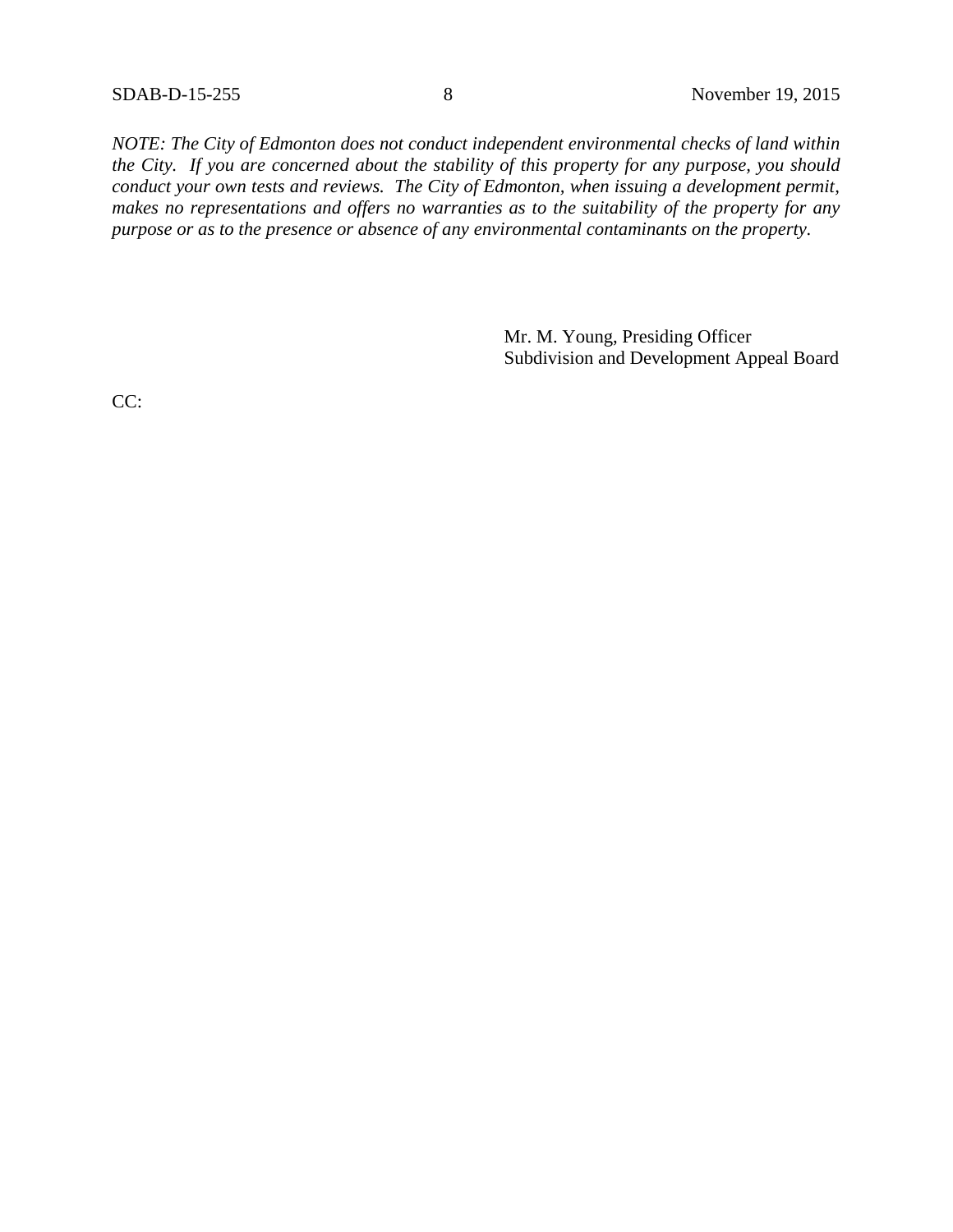*NOTE: The City of Edmonton does not conduct independent environmental checks of land within the City. If you are concerned about the stability of this property for any purpose, you should conduct your own tests and reviews. The City of Edmonton, when issuing a development permit, makes no representations and offers no warranties as to the suitability of the property for any purpose or as to the presence or absence of any environmental contaminants on the property.*

Mr. M. Young, Presiding Officer
Subdivision and Development Appeal Board

CC: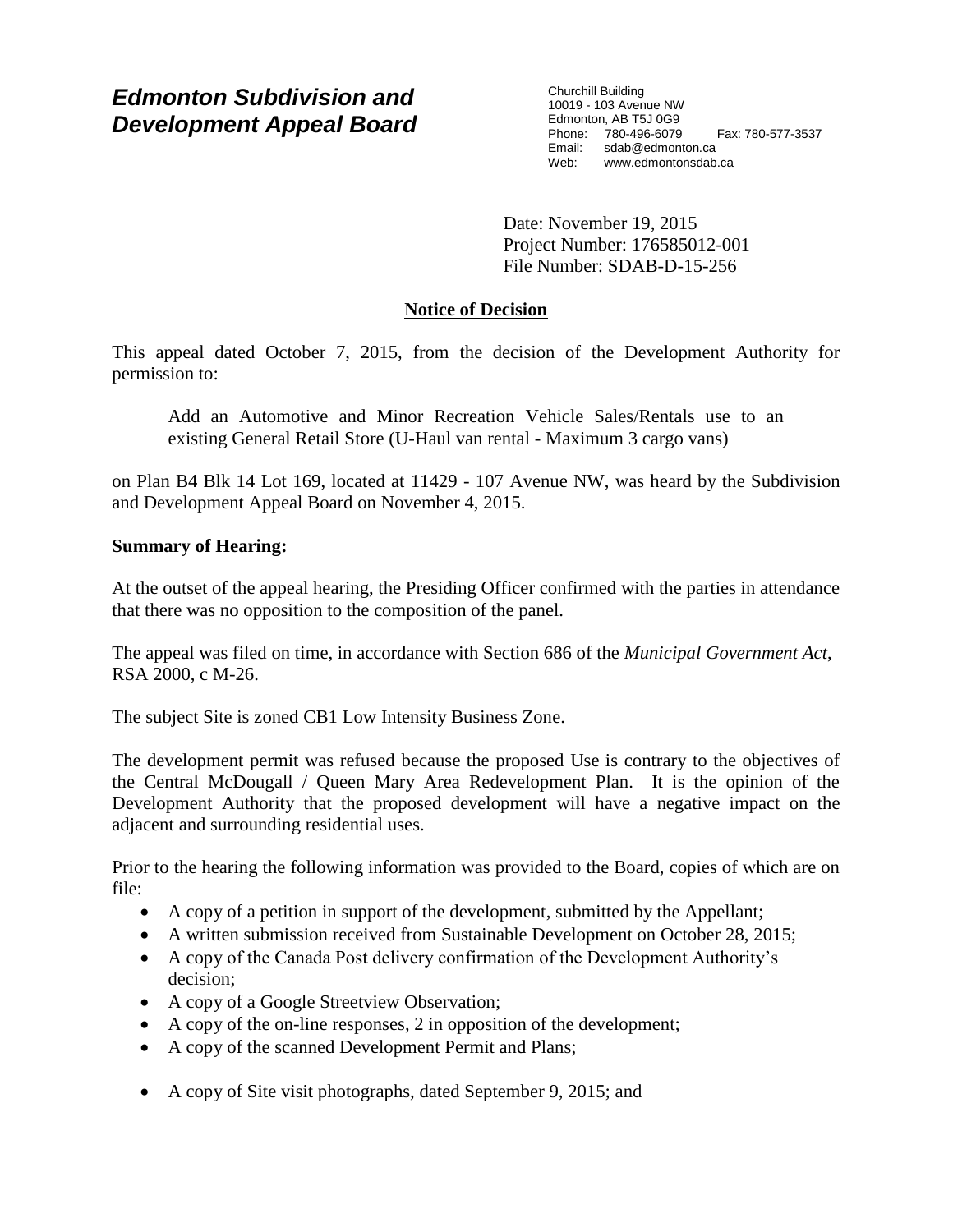# *Edmonton Subdivision and Development Appeal Board*

Churchill Building
10019 - 103 Avenue NW
Edmonton, AB T5J 0G9
Phone: 780-496-6079 Fax: 780-577-3537
Email: sdab@edmonton.ca
Web: www.edmontonsdab.ca

Date: November 19, 2015
Project Number: 176585012-001
File Number: SDAB-D-15-256

## Notice of Decision

This appeal dated October 7, 2015, from the decision of the Development Authority for permission to:

> Add an Automotive and Minor Recreation Vehicle Sales/Rentals use to an existing General Retail Store (U-Haul van rental - Maximum 3 cargo vans)

on Plan B4 Blk 14 Lot 169, located at 11429 - 107 Avenue NW, was heard by the Subdivision and Development Appeal Board on November 4, 2015.

**Summary of Hearing:**

At the outset of the appeal hearing, the Presiding Officer confirmed with the parties in attendance that there was no opposition to the composition of the panel.

The appeal was filed on time, in accordance with Section 686 of the *Municipal Government Act*, RSA 2000, c M-26.

The subject Site is zoned CB1 Low Intensity Business Zone.

The development permit was refused because the proposed Use is contrary to the objectives of the Central McDougall / Queen Mary Area Redevelopment Plan. It is the opinion of the Development Authority that the proposed development will have a negative impact on the adjacent and surrounding residential uses.

Prior to the hearing the following information was provided to the Board, copies of which are on file:

- A copy of a petition in support of the development, submitted by the Appellant;
- A written submission received from Sustainable Development on October 28, 2015;
- A copy of the Canada Post delivery confirmation of the Development Authority's decision;
- A copy of a Google Streetview Observation;
- A copy of the on-line responses, 2 in opposition of the development;
- A copy of the scanned Development Permit and Plans;
- A copy of Site visit photographs, dated September 9, 2015; and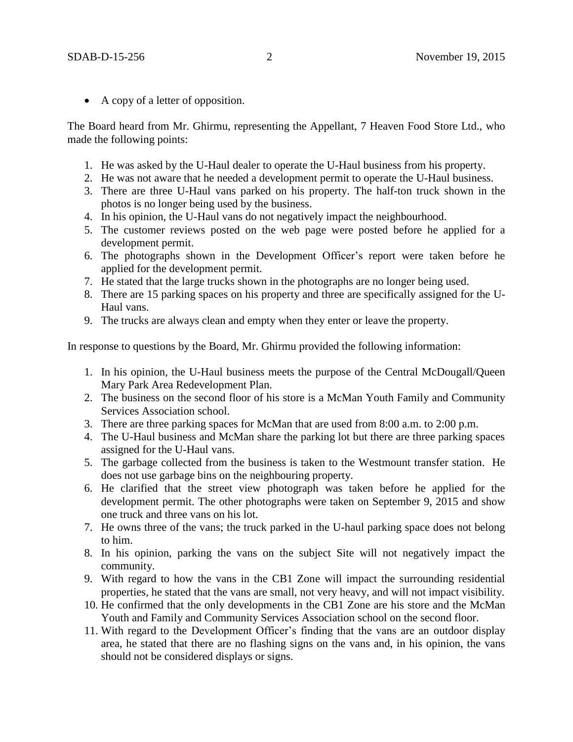- A copy of a letter of opposition.

The Board heard from Mr. Ghirmu, representing the Appellant, 7 Heaven Food Store Ltd., who made the following points:

1. He was asked by the U-Haul dealer to operate the U-Haul business from his property.
2. He was not aware that he needed a development permit to operate the U-Haul business.
3. There are three U-Haul vans parked on his property. The half-ton truck shown in the photos is no longer being used by the business.
4. In his opinion, the U-Haul vans do not negatively impact the neighbourhood.
5. The customer reviews posted on the web page were posted before he applied for a development permit.
6. The photographs shown in the Development Officer's report were taken before he applied for the development permit.
7. He stated that the large trucks shown in the photographs are no longer being used.
8. There are 15 parking spaces on his property and three are specifically assigned for the U-Haul vans.
9. The trucks are always clean and empty when they enter or leave the property.

In response to questions by the Board, Mr. Ghirmu provided the following information:

1. In his opinion, the U-Haul business meets the purpose of the Central McDougall/Queen Mary Park Area Redevelopment Plan.
2. The business on the second floor of his store is a McMan Youth Family and Community Services Association school.
3. There are three parking spaces for McMan that are used from 8:00 a.m. to 2:00 p.m.
4. The U-Haul business and McMan share the parking lot but there are three parking spaces assigned for the U-Haul vans.
5. The garbage collected from the business is taken to the Westmount transfer station. He does not use garbage bins on the neighbouring property.
6. He clarified that the street view photograph was taken before he applied for the development permit. The other photographs were taken on September 9, 2015 and show one truck and three vans on his lot.
7. He owns three of the vans; the truck parked in the U-haul parking space does not belong to him.
8. In his opinion, parking the vans on the subject Site will not negatively impact the community.
9. With regard to how the vans in the CB1 Zone will impact the surrounding residential properties, he stated that the vans are small, not very heavy, and will not impact visibility.
10. He confirmed that the only developments in the CB1 Zone are his store and the McMan Youth and Family and Community Services Association school on the second floor.
11. With regard to the Development Officer's finding that the vans are an outdoor display area, he stated that there are no flashing signs on the vans and, in his opinion, the vans should not be considered displays or signs.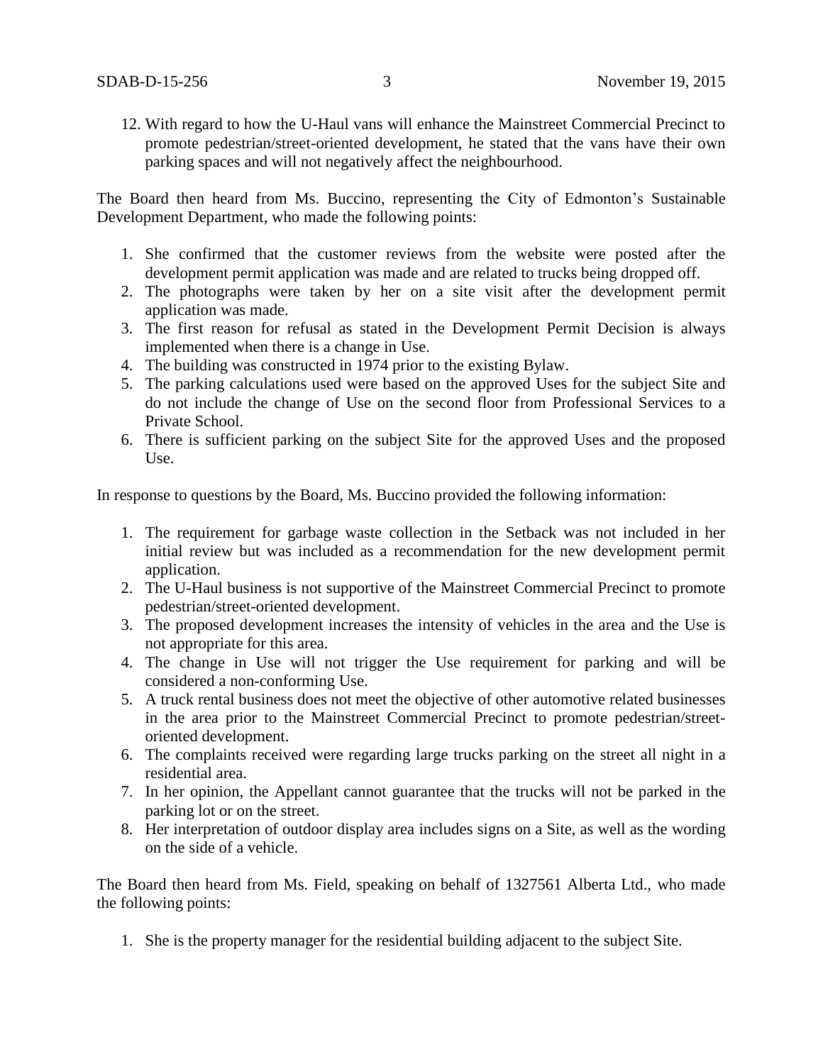12. With regard to how the U-Haul vans will enhance the Mainstreet Commercial Precinct to promote pedestrian/street-oriented development, he stated that the vans have their own parking spaces and will not negatively affect the neighbourhood.

The Board then heard from Ms. Buccino, representing the City of Edmonton's Sustainable Development Department, who made the following points:

1. She confirmed that the customer reviews from the website were posted after the development permit application was made and are related to trucks being dropped off.
2. The photographs were taken by her on a site visit after the development permit application was made.
3. The first reason for refusal as stated in the Development Permit Decision is always implemented when there is a change in Use.
4. The building was constructed in 1974 prior to the existing Bylaw.
5. The parking calculations used were based on the approved Uses for the subject Site and do not include the change of Use on the second floor from Professional Services to a Private School.
6. There is sufficient parking on the subject Site for the approved Uses and the proposed Use.

In response to questions by the Board, Ms. Buccino provided the following information:

1. The requirement for garbage waste collection in the Setback was not included in her initial review but was included as a recommendation for the new development permit application.
2. The U-Haul business is not supportive of the Mainstreet Commercial Precinct to promote pedestrian/street-oriented development.
3. The proposed development increases the intensity of vehicles in the area and the Use is not appropriate for this area.
4. The change in Use will not trigger the Use requirement for parking and will be considered a non-conforming Use.
5. A truck rental business does not meet the objective of other automotive related businesses in the area prior to the Mainstreet Commercial Precinct to promote pedestrian/street-oriented development.
6. The complaints received were regarding large trucks parking on the street all night in a residential area.
7. In her opinion, the Appellant cannot guarantee that the trucks will not be parked in the parking lot or on the street.
8. Her interpretation of outdoor display area includes signs on a Site, as well as the wording on the side of a vehicle.

The Board then heard from Ms. Field, speaking on behalf of 1327561 Alberta Ltd., who made the following points:

1. She is the property manager for the residential building adjacent to the subject Site.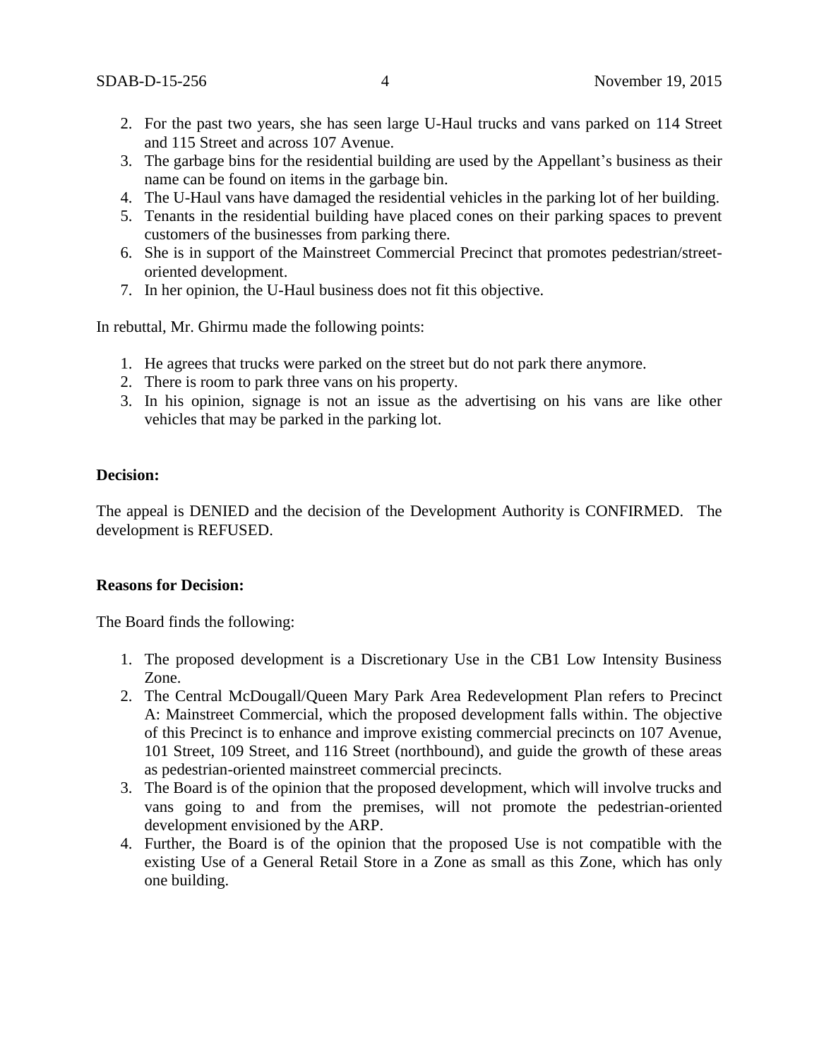2. For the past two years, she has seen large U-Haul trucks and vans parked on 114 Street and 115 Street and across 107 Avenue.
3. The garbage bins for the residential building are used by the Appellant's business as their name can be found on items in the garbage bin.
4. The U-Haul vans have damaged the residential vehicles in the parking lot of her building.
5. Tenants in the residential building have placed cones on their parking spaces to prevent customers of the businesses from parking there.
6. She is in support of the Mainstreet Commercial Precinct that promotes pedestrian/street-oriented development.
7. In her opinion, the U-Haul business does not fit this objective.

In rebuttal, Mr. Ghirmu made the following points:

1. He agrees that trucks were parked on the street but do not park there anymore.
2. There is room to park three vans on his property.
3. In his opinion, signage is not an issue as the advertising on his vans are like other vehicles that may be parked in the parking lot.

**Decision:**

The appeal is DENIED and the decision of the Development Authority is CONFIRMED. The development is REFUSED.

**Reasons for Decision:**

The Board finds the following:

1. The proposed development is a Discretionary Use in the CB1 Low Intensity Business Zone.
2. The Central McDougall/Queen Mary Park Area Redevelopment Plan refers to Precinct A: Mainstreet Commercial, which the proposed development falls within. The objective of this Precinct is to enhance and improve existing commercial precincts on 107 Avenue, 101 Street, 109 Street, and 116 Street (northbound), and guide the growth of these areas as pedestrian-oriented mainstreet commercial precincts.
3. The Board is of the opinion that the proposed development, which will involve trucks and vans going to and from the premises, will not promote the pedestrian-oriented development envisioned by the ARP.
4. Further, the Board is of the opinion that the proposed Use is not compatible with the existing Use of a General Retail Store in a Zone as small as this Zone, which has only one building.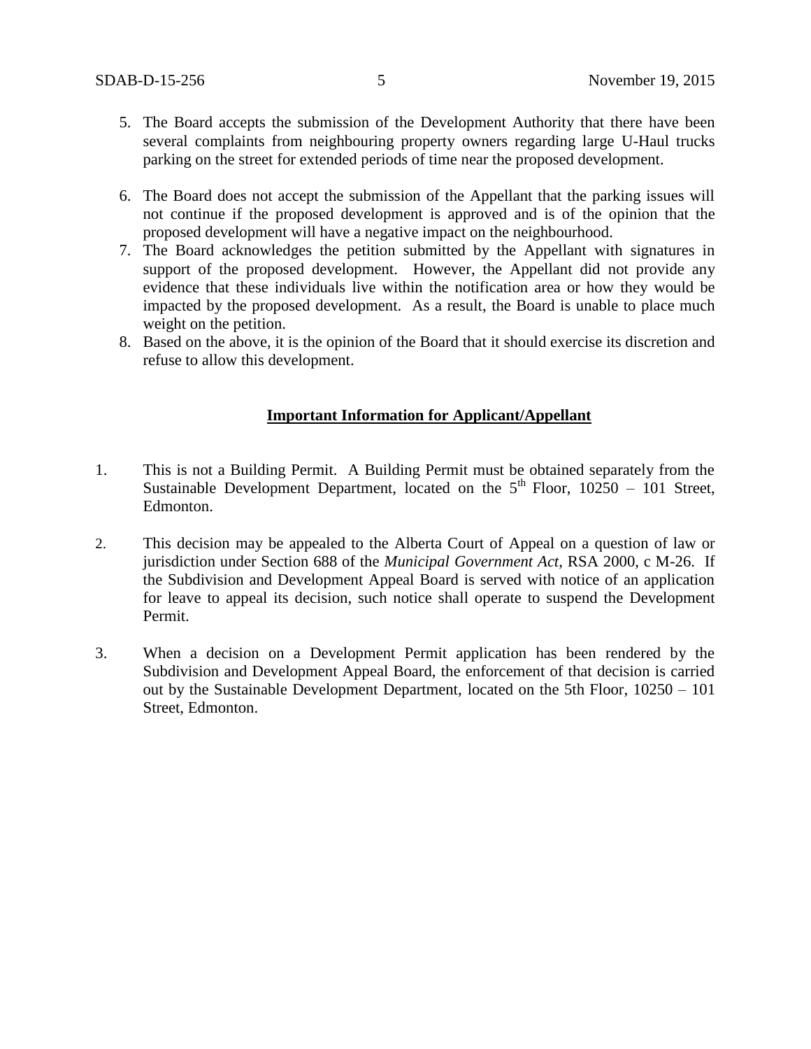5. The Board accepts the submission of the Development Authority that there have been several complaints from neighbouring property owners regarding large U-Haul trucks parking on the street for extended periods of time near the proposed development.
6. The Board does not accept the submission of the Appellant that the parking issues will not continue if the proposed development is approved and is of the opinion that the proposed development will have a negative impact on the neighbourhood.
7. The Board acknowledges the petition submitted by the Appellant with signatures in support of the proposed development. However, the Appellant did not provide any evidence that these individuals live within the notification area or how they would be impacted by the proposed development. As a result, the Board is unable to place much weight on the petition.
8. Based on the above, it is the opinion of the Board that it should exercise its discretion and refuse to allow this development.

**Important Information for Applicant/Appellant**

1. This is not a Building Permit. A Building Permit must be obtained separately from the Sustainable Development Department, located on the 5th Floor, 10250 – 101 Street, Edmonton.

2. This decision may be appealed to the Alberta Court of Appeal on a question of law or jurisdiction under Section 688 of the *Municipal Government Act*, RSA 2000, c M-26. If the Subdivision and Development Appeal Board is served with notice of an application for leave to appeal its decision, such notice shall operate to suspend the Development Permit.

3. When a decision on a Development Permit application has been rendered by the Subdivision and Development Appeal Board, the enforcement of that decision is carried out by the Sustainable Development Department, located on the 5th Floor, 10250 – 101 Street, Edmonton.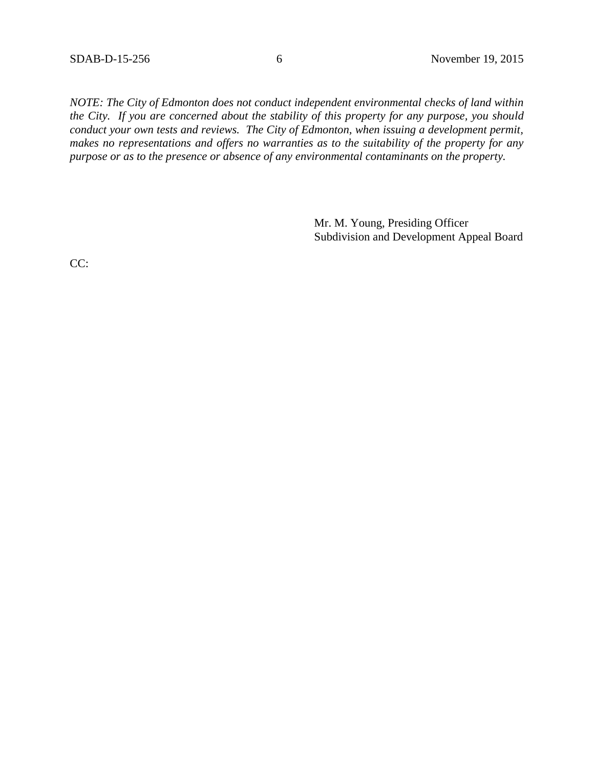*NOTE: The City of Edmonton does not conduct independent environmental checks of land within the City. If you are concerned about the stability of this property for any purpose, you should conduct your own tests and reviews. The City of Edmonton, when issuing a development permit, makes no representations and offers no warranties as to the suitability of the property for any purpose or as to the presence or absence of any environmental contaminants on the property.*

Mr. M. Young, Presiding Officer
Subdivision and Development Appeal Board

CC: